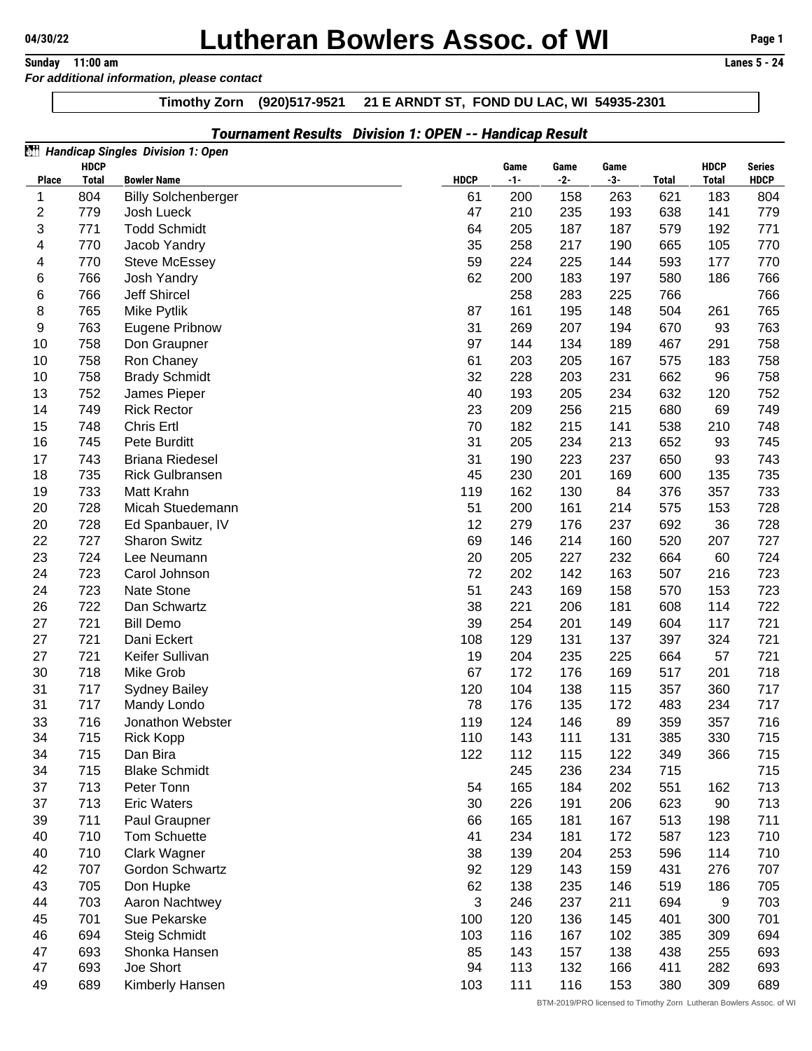# Lutheran Bowlers Assoc. of WI

04/30/22

Sunday 11:00 am

Lanes 5 - 24

*For additional information, please contact*

**Timothy Zorn (920)517-9521 21 E ARNDT ST, FOND DU LAC, WI 54935-2301**

## *Tournament Results Division 1: OPEN -- Handicap Result*

### *Handicap Singles Division 1: Open*

| Place | HDCP Total | Bowler Name | HDCP | Game -1- | Game -2- | Game -3- | Total | HDCP Total | Series HDCP |
|---|---|---|---|---|---|---|---|---|---|
| 1 | 804 | Billy Solchenberger | 61 | 200 | 158 | 263 | 621 | 183 | 804 |
| 2 | 779 | Josh Lueck | 47 | 210 | 235 | 193 | 638 | 141 | 779 |
| 3 | 771 | Todd Schmidt | 64 | 205 | 187 | 187 | 579 | 192 | 771 |
| 4 | 770 | Jacob Yandry | 35 | 258 | 217 | 190 | 665 | 105 | 770 |
| 4 | 770 | Steve McEssey | 59 | 224 | 225 | 144 | 593 | 177 | 770 |
| 6 | 766 | Josh Yandry | 62 | 200 | 183 | 197 | 580 | 186 | 766 |
| 6 | 766 | Jeff Shircel | | 258 | 283 | 225 | 766 | | 766 |
| 8 | 765 | Mike Pytlik | 87 | 161 | 195 | 148 | 504 | 261 | 765 |
| 9 | 763 | Eugene Pribnow | 31 | 269 | 207 | 194 | 670 | 93 | 763 |
| 10 | 758 | Don Graupner | 97 | 144 | 134 | 189 | 467 | 291 | 758 |
| 10 | 758 | Ron Chaney | 61 | 203 | 205 | 167 | 575 | 183 | 758 |
| 10 | 758 | Brady Schmidt | 32 | 228 | 203 | 231 | 662 | 96 | 758 |
| 13 | 752 | James Pieper | 40 | 193 | 205 | 234 | 632 | 120 | 752 |
| 14 | 749 | Rick Rector | 23 | 209 | 256 | 215 | 680 | 69 | 749 |
| 15 | 748 | Chris Ertl | 70 | 182 | 215 | 141 | 538 | 210 | 748 |
| 16 | 745 | Pete Burditt | 31 | 205 | 234 | 213 | 652 | 93 | 745 |
| 17 | 743 | Briana Riedesel | 31 | 190 | 223 | 237 | 650 | 93 | 743 |
| 18 | 735 | Rick Gulbransen | 45 | 230 | 201 | 169 | 600 | 135 | 735 |
| 19 | 733 | Matt Krahn | 119 | 162 | 130 | 84 | 376 | 357 | 733 |
| 20 | 728 | Micah Stuedemann | 51 | 200 | 161 | 214 | 575 | 153 | 728 |
| 20 | 728 | Ed Spanbauer, IV | 12 | 279 | 176 | 237 | 692 | 36 | 728 |
| 22 | 727 | Sharon Switz | 69 | 146 | 214 | 160 | 520 | 207 | 727 |
| 23 | 724 | Lee Neumann | 20 | 205 | 227 | 232 | 664 | 60 | 724 |
| 24 | 723 | Carol Johnson | 72 | 202 | 142 | 163 | 507 | 216 | 723 |
| 24 | 723 | Nate Stone | 51 | 243 | 169 | 158 | 570 | 153 | 723 |
| 26 | 722 | Dan Schwartz | 38 | 221 | 206 | 181 | 608 | 114 | 722 |
| 27 | 721 | Bill Demo | 39 | 254 | 201 | 149 | 604 | 117 | 721 |
| 27 | 721 | Dani Eckert | 108 | 129 | 131 | 137 | 397 | 324 | 721 |
| 27 | 721 | Keifer Sullivan | 19 | 204 | 235 | 225 | 664 | 57 | 721 |
| 30 | 718 | Mike Grob | 67 | 172 | 176 | 169 | 517 | 201 | 718 |
| 31 | 717 | Sydney Bailey | 120 | 104 | 138 | 115 | 357 | 360 | 717 |
| 31 | 717 | Mandy Londo | 78 | 176 | 135 | 172 | 483 | 234 | 717 |
| 33 | 716 | Jonathon Webster | 119 | 124 | 146 | 89 | 359 | 357 | 716 |
| 34 | 715 | Rick Kopp | 110 | 143 | 111 | 131 | 385 | 330 | 715 |
| 34 | 715 | Dan Bira | 122 | 112 | 115 | 122 | 349 | 366 | 715 |
| 34 | 715 | Blake Schmidt | | 245 | 236 | 234 | 715 | | 715 |
| 37 | 713 | Peter Tonn | 54 | 165 | 184 | 202 | 551 | 162 | 713 |
| 37 | 713 | Eric Waters | 30 | 226 | 191 | 206 | 623 | 90 | 713 |
| 39 | 711 | Paul Graupner | 66 | 165 | 181 | 167 | 513 | 198 | 711 |
| 40 | 710 | Tom Schuette | 41 | 234 | 181 | 172 | 587 | 123 | 710 |
| 40 | 710 | Clark Wagner | 38 | 139 | 204 | 253 | 596 | 114 | 710 |
| 42 | 707 | Gordon Schwartz | 92 | 129 | 143 | 159 | 431 | 276 | 707 |
| 43 | 705 | Don Hupke | 62 | 138 | 235 | 146 | 519 | 186 | 705 |
| 44 | 703 | Aaron Nachtwey | 3 | 246 | 237 | 211 | 694 | 9 | 703 |
| 45 | 701 | Sue Pekarske | 100 | 120 | 136 | 145 | 401 | 300 | 701 |
| 46 | 694 | Steig Schmidt | 103 | 116 | 167 | 102 | 385 | 309 | 694 |
| 47 | 693 | Shonka Hansen | 85 | 143 | 157 | 138 | 438 | 255 | 693 |
| 47 | 693 | Joe Short | 94 | 113 | 132 | 166 | 411 | 282 | 693 |
| 49 | 689 | Kimberly Hansen | 103 | 111 | 116 | 153 | 380 | 309 | 689 |

BTM-2019/PRO licensed to Timothy Zorn Lutheran Bowlers Assoc. of WI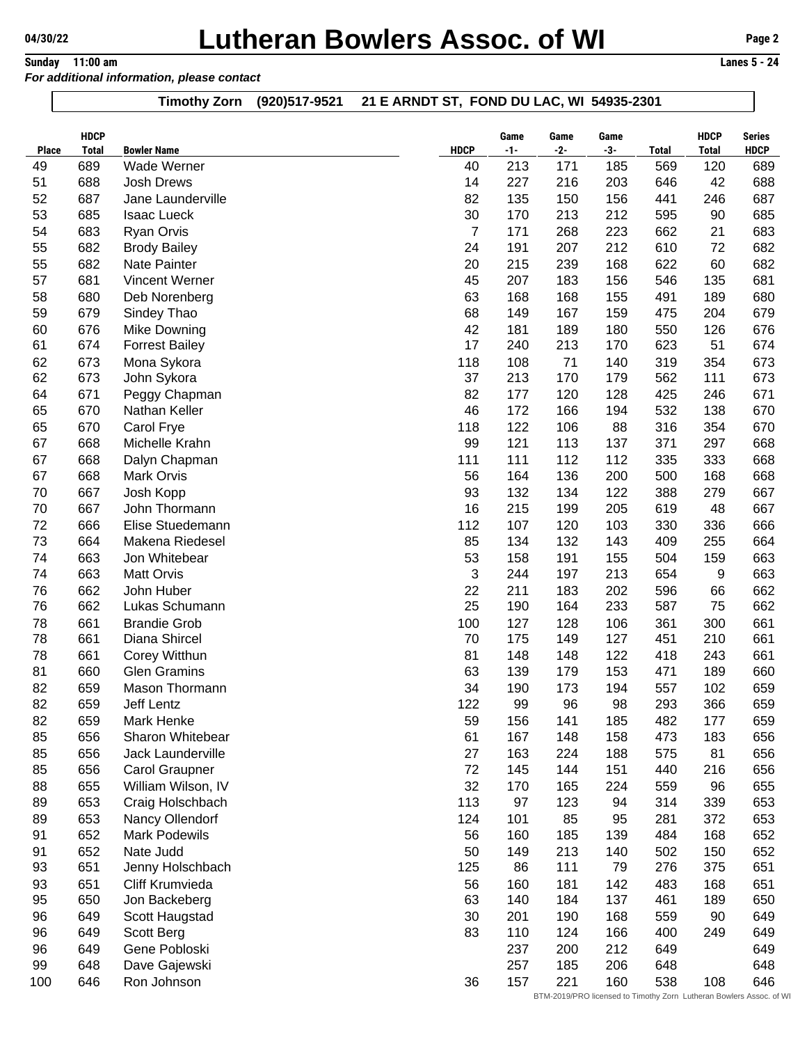# Lutheran Bowlers Assoc. of WI

04/30/22

Sunday 11:00 am

Lanes 5 - 24

*For additional information, please contact*

**Timothy Zorn (920)517-9521 21 E ARNDT ST, FOND DU LAC, WI 54935-2301**

| Place | HDCP Total | Bowler Name | HDCP | Game -1- | Game -2- | Game -3- | Total | HDCP Total | Series HDCP |
|---|---|---|---|---|---|---|---|---|---|
| 49 | 689 | Wade Werner | 40 | 213 | 171 | 185 | 569 | 120 | 689 |
| 51 | 688 | Josh Drews | 14 | 227 | 216 | 203 | 646 | 42 | 688 |
| 52 | 687 | Jane Launderville | 82 | 135 | 150 | 156 | 441 | 246 | 687 |
| 53 | 685 | Isaac Lueck | 30 | 170 | 213 | 212 | 595 | 90 | 685 |
| 54 | 683 | Ryan Orvis | 7 | 171 | 268 | 223 | 662 | 21 | 683 |
| 55 | 682 | Brody Bailey | 24 | 191 | 207 | 212 | 610 | 72 | 682 |
| 55 | 682 | Nate Painter | 20 | 215 | 239 | 168 | 622 | 60 | 682 |
| 57 | 681 | Vincent Werner | 45 | 207 | 183 | 156 | 546 | 135 | 681 |
| 58 | 680 | Deb Norenberg | 63 | 168 | 168 | 155 | 491 | 189 | 680 |
| 59 | 679 | Sindey Thao | 68 | 149 | 167 | 159 | 475 | 204 | 679 |
| 60 | 676 | Mike Downing | 42 | 181 | 189 | 180 | 550 | 126 | 676 |
| 61 | 674 | Forrest Bailey | 17 | 240 | 213 | 170 | 623 | 51 | 674 |
| 62 | 673 | Mona Sykora | 118 | 108 | 71 | 140 | 319 | 354 | 673 |
| 62 | 673 | John Sykora | 37 | 213 | 170 | 179 | 562 | 111 | 673 |
| 64 | 671 | Peggy Chapman | 82 | 177 | 120 | 128 | 425 | 246 | 671 |
| 65 | 670 | Nathan Keller | 46 | 172 | 166 | 194 | 532 | 138 | 670 |
| 65 | 670 | Carol Frye | 118 | 122 | 106 | 88 | 316 | 354 | 670 |
| 67 | 668 | Michelle Krahn | 99 | 121 | 113 | 137 | 371 | 297 | 668 |
| 67 | 668 | Dalyn Chapman | 111 | 111 | 112 | 112 | 335 | 333 | 668 |
| 67 | 668 | Mark Orvis | 56 | 164 | 136 | 200 | 500 | 168 | 668 |
| 70 | 667 | Josh Kopp | 93 | 132 | 134 | 122 | 388 | 279 | 667 |
| 70 | 667 | John Thormann | 16 | 215 | 199 | 205 | 619 | 48 | 667 |
| 72 | 666 | Elise Stuedemann | 112 | 107 | 120 | 103 | 330 | 336 | 666 |
| 73 | 664 | Makena Riedesel | 85 | 134 | 132 | 143 | 409 | 255 | 664 |
| 74 | 663 | Jon Whitebear | 53 | 158 | 191 | 155 | 504 | 159 | 663 |
| 74 | 663 | Matt Orvis | 3 | 244 | 197 | 213 | 654 | 9 | 663 |
| 76 | 662 | John Huber | 22 | 211 | 183 | 202 | 596 | 66 | 662 |
| 76 | 662 | Lukas Schumann | 25 | 190 | 164 | 233 | 587 | 75 | 662 |
| 78 | 661 | Brandie Grob | 100 | 127 | 128 | 106 | 361 | 300 | 661 |
| 78 | 661 | Diana Shircel | 70 | 175 | 149 | 127 | 451 | 210 | 661 |
| 78 | 661 | Corey Witthun | 81 | 148 | 148 | 122 | 418 | 243 | 661 |
| 81 | 660 | Glen Gramins | 63 | 139 | 179 | 153 | 471 | 189 | 660 |
| 82 | 659 | Mason Thormann | 34 | 190 | 173 | 194 | 557 | 102 | 659 |
| 82 | 659 | Jeff Lentz | 122 | 99 | 96 | 98 | 293 | 366 | 659 |
| 82 | 659 | Mark Henke | 59 | 156 | 141 | 185 | 482 | 177 | 659 |
| 85 | 656 | Sharon Whitebear | 61 | 167 | 148 | 158 | 473 | 183 | 656 |
| 85 | 656 | Jack Launderville | 27 | 163 | 224 | 188 | 575 | 81 | 656 |
| 85 | 656 | Carol Graupner | 72 | 145 | 144 | 151 | 440 | 216 | 656 |
| 88 | 655 | William Wilson, IV | 32 | 170 | 165 | 224 | 559 | 96 | 655 |
| 89 | 653 | Craig Holschbach | 113 | 97 | 123 | 94 | 314 | 339 | 653 |
| 89 | 653 | Nancy Ollendorf | 124 | 101 | 85 | 95 | 281 | 372 | 653 |
| 91 | 652 | Mark Podewils | 56 | 160 | 185 | 139 | 484 | 168 | 652 |
| 91 | 652 | Nate Judd | 50 | 149 | 213 | 140 | 502 | 150 | 652 |
| 93 | 651 | Jenny Holschbach | 125 | 86 | 111 | 79 | 276 | 375 | 651 |
| 93 | 651 | Cliff Krumvieda | 56 | 160 | 181 | 142 | 483 | 168 | 651 |
| 95 | 650 | Jon Backeberg | 63 | 140 | 184 | 137 | 461 | 189 | 650 |
| 96 | 649 | Scott Haugstad | 30 | 201 | 190 | 168 | 559 | 90 | 649 |
| 96 | 649 | Scott Berg | 83 | 110 | 124 | 166 | 400 | 249 | 649 |
| 96 | 649 | Gene Pobloski | | 237 | 200 | 212 | 649 | | 649 |
| 99 | 648 | Dave Gajewski | | 257 | 185 | 206 | 648 | | 648 |
| 100 | 646 | Ron Johnson | 36 | 157 | 221 | 160 | 538 | 108 | 646 |

BTM-2019/PRO licensed to Timothy Zorn Lutheran Bowlers Assoc. of WI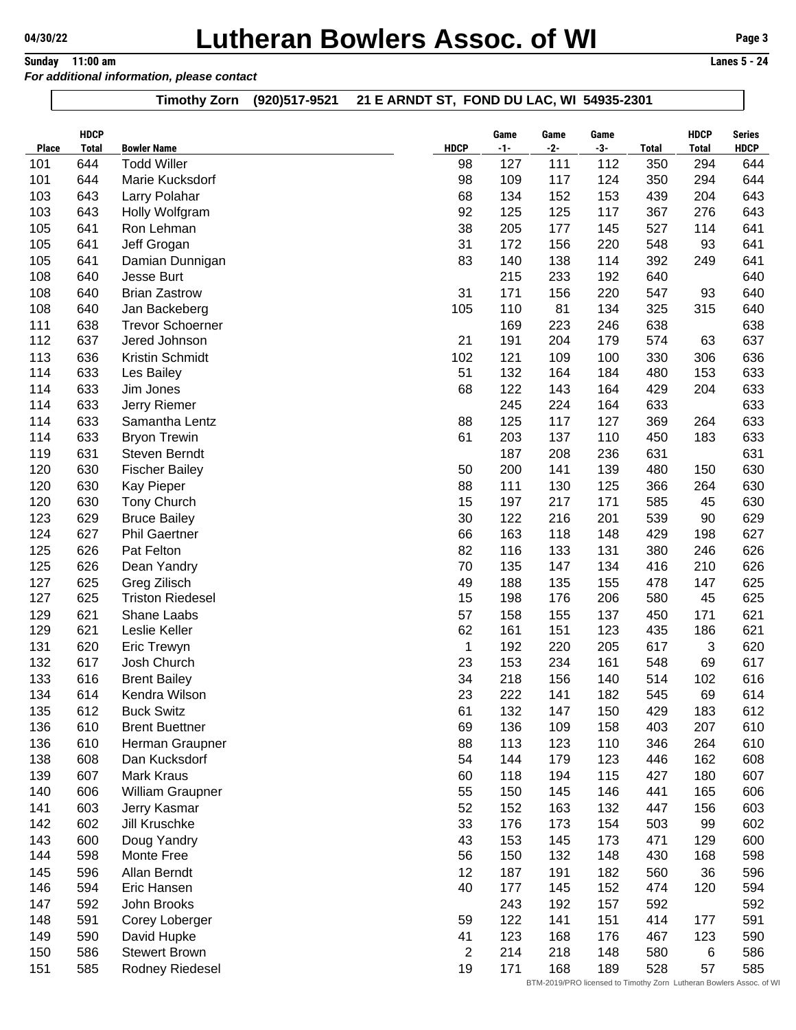# Lutheran Bowlers Assoc. of WI

**Sunday 11:00 am** **Lanes 5 - 24**

*For additional information, please contact*

**Timothy Zorn (920)517-9521 21 E ARNDT ST, FOND DU LAC, WI 54935-2301**

| Place | HDCP Total | Bowler Name | HDCP | Game -1- | Game -2- | Game -3- | Total | HDCP Total | Series HDCP |
|---|---|---|---|---|---|---|---|---|---|
| 101 | 644 | Todd Willer | 98 | 127 | 111 | 112 | 350 | 294 | 644 |
| 101 | 644 | Marie Kucksdorf | 98 | 109 | 117 | 124 | 350 | 294 | 644 |
| 103 | 643 | Larry Polahar | 68 | 134 | 152 | 153 | 439 | 204 | 643 |
| 103 | 643 | Holly Wolfgram | 92 | 125 | 125 | 117 | 367 | 276 | 643 |
| 105 | 641 | Ron Lehman | 38 | 205 | 177 | 145 | 527 | 114 | 641 |
| 105 | 641 | Jeff Grogan | 31 | 172 | 156 | 220 | 548 | 93 | 641 |
| 105 | 641 | Damian Dunnigan | 83 | 140 | 138 | 114 | 392 | 249 | 641 |
| 108 | 640 | Jesse Burt | | 215 | 233 | 192 | 640 | | 640 |
| 108 | 640 | Brian Zastrow | 31 | 171 | 156 | 220 | 547 | 93 | 640 |
| 108 | 640 | Jan Backeberg | 105 | 110 | 81 | 134 | 325 | 315 | 640 |
| 111 | 638 | Trevor Schoerner | | 169 | 223 | 246 | 638 | | 638 |
| 112 | 637 | Jered Johnson | 21 | 191 | 204 | 179 | 574 | 63 | 637 |
| 113 | 636 | Kristin Schmidt | 102 | 121 | 109 | 100 | 330 | 306 | 636 |
| 114 | 633 | Les Bailey | 51 | 132 | 164 | 184 | 480 | 153 | 633 |
| 114 | 633 | Jim Jones | 68 | 122 | 143 | 164 | 429 | 204 | 633 |
| 114 | 633 | Jerry Riemer | | 245 | 224 | 164 | 633 | | 633 |
| 114 | 633 | Samantha Lentz | 88 | 125 | 117 | 127 | 369 | 264 | 633 |
| 114 | 633 | Bryon Trewin | 61 | 203 | 137 | 110 | 450 | 183 | 633 |
| 119 | 631 | Steven Berndt | | 187 | 208 | 236 | 631 | | 631 |
| 120 | 630 | Fischer Bailey | 50 | 200 | 141 | 139 | 480 | 150 | 630 |
| 120 | 630 | Kay Pieper | 88 | 111 | 130 | 125 | 366 | 264 | 630 |
| 120 | 630 | Tony Church | 15 | 197 | 217 | 171 | 585 | 45 | 630 |
| 123 | 629 | Bruce Bailey | 30 | 122 | 216 | 201 | 539 | 90 | 629 |
| 124 | 627 | Phil Gaertner | 66 | 163 | 118 | 148 | 429 | 198 | 627 |
| 125 | 626 | Pat Felton | 82 | 116 | 133 | 131 | 380 | 246 | 626 |
| 125 | 626 | Dean Yandry | 70 | 135 | 147 | 134 | 416 | 210 | 626 |
| 127 | 625 | Greg Zilisch | 49 | 188 | 135 | 155 | 478 | 147 | 625 |
| 127 | 625 | Triston Riedesel | 15 | 198 | 176 | 206 | 580 | 45 | 625 |
| 129 | 621 | Shane Laabs | 57 | 158 | 155 | 137 | 450 | 171 | 621 |
| 129 | 621 | Leslie Keller | 62 | 161 | 151 | 123 | 435 | 186 | 621 |
| 131 | 620 | Eric Trewyn | 1 | 192 | 220 | 205 | 617 | 3 | 620 |
| 132 | 617 | Josh Church | 23 | 153 | 234 | 161 | 548 | 69 | 617 |
| 133 | 616 | Brent Bailey | 34 | 218 | 156 | 140 | 514 | 102 | 616 |
| 134 | 614 | Kendra Wilson | 23 | 222 | 141 | 182 | 545 | 69 | 614 |
| 135 | 612 | Buck Switz | 61 | 132 | 147 | 150 | 429 | 183 | 612 |
| 136 | 610 | Brent Buettner | 69 | 136 | 109 | 158 | 403 | 207 | 610 |
| 136 | 610 | Herman Graupner | 88 | 113 | 123 | 110 | 346 | 264 | 610 |
| 138 | 608 | Dan Kucksdorf | 54 | 144 | 179 | 123 | 446 | 162 | 608 |
| 139 | 607 | Mark Kraus | 60 | 118 | 194 | 115 | 427 | 180 | 607 |
| 140 | 606 | William Graupner | 55 | 150 | 145 | 146 | 441 | 165 | 606 |
| 141 | 603 | Jerry Kasmar | 52 | 152 | 163 | 132 | 447 | 156 | 603 |
| 142 | 602 | Jill Kruschke | 33 | 176 | 173 | 154 | 503 | 99 | 602 |
| 143 | 600 | Doug Yandry | 43 | 153 | 145 | 173 | 471 | 129 | 600 |
| 144 | 598 | Monte Free | 56 | 150 | 132 | 148 | 430 | 168 | 598 |
| 145 | 596 | Allan Berndt | 12 | 187 | 191 | 182 | 560 | 36 | 596 |
| 146 | 594 | Eric Hansen | 40 | 177 | 145 | 152 | 474 | 120 | 594 |
| 147 | 592 | John Brooks | | 243 | 192 | 157 | 592 | | 592 |
| 148 | 591 | Corey Loberger | 59 | 122 | 141 | 151 | 414 | 177 | 591 |
| 149 | 590 | David Hupke | 41 | 123 | 168 | 176 | 467 | 123 | 590 |
| 150 | 586 | Stewert Brown | 2 | 214 | 218 | 148 | 580 | 6 | 586 |
| 151 | 585 | Rodney Riedesel | 19 | 171 | 168 | 189 | 528 | 57 | 585 |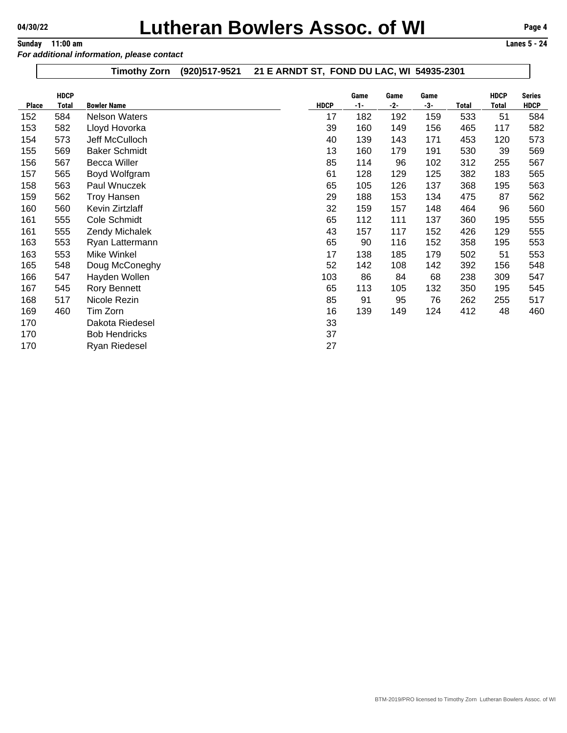04/30/22

# Lutheran Bowlers Assoc. of WI

**Sunday 11:00 am** **Lanes 5 - 24**

*For additional information, please contact*

**Timothy Zorn (920)517-9521 21 E ARNDT ST, FOND DU LAC, WI 54935-2301**

| Place | HDCP Total | Bowler Name | HDCP | Game -1- | Game -2- | Game -3- | Total | HDCP Total | Series HDCP |
|---|---|---|---|---|---|---|---|---|---|
| 152 | 584 | Nelson Waters | 17 | 182 | 192 | 159 | 533 | 51 | 584 |
| 153 | 582 | Lloyd Hovorka | 39 | 160 | 149 | 156 | 465 | 117 | 582 |
| 154 | 573 | Jeff McCulloch | 40 | 139 | 143 | 171 | 453 | 120 | 573 |
| 155 | 569 | Baker Schmidt | 13 | 160 | 179 | 191 | 530 | 39 | 569 |
| 156 | 567 | Becca Willer | 85 | 114 | 96 | 102 | 312 | 255 | 567 |
| 157 | 565 | Boyd Wolfgram | 61 | 128 | 129 | 125 | 382 | 183 | 565 |
| 158 | 563 | Paul Wnuczek | 65 | 105 | 126 | 137 | 368 | 195 | 563 |
| 159 | 562 | Troy Hansen | 29 | 188 | 153 | 134 | 475 | 87 | 562 |
| 160 | 560 | Kevin Zirtzlaff | 32 | 159 | 157 | 148 | 464 | 96 | 560 |
| 161 | 555 | Cole Schmidt | 65 | 112 | 111 | 137 | 360 | 195 | 555 |
| 161 | 555 | Zendy Michalek | 43 | 157 | 117 | 152 | 426 | 129 | 555 |
| 163 | 553 | Ryan Lattermann | 65 | 90 | 116 | 152 | 358 | 195 | 553 |
| 163 | 553 | Mike Winkel | 17 | 138 | 185 | 179 | 502 | 51 | 553 |
| 165 | 548 | Doug McConeghy | 52 | 142 | 108 | 142 | 392 | 156 | 548 |
| 166 | 547 | Hayden Wollen | 103 | 86 | 84 | 68 | 238 | 309 | 547 |
| 167 | 545 | Rory Bennett | 65 | 113 | 105 | 132 | 350 | 195 | 545 |
| 168 | 517 | Nicole Rezin | 85 | 91 | 95 | 76 | 262 | 255 | 517 |
| 169 | 460 | Tim Zorn | 16 | 139 | 149 | 124 | 412 | 48 | 460 |
| 170 | | Dakota Riedesel | 33 | | | | | | |
| 170 | | Bob Hendricks | 37 | | | | | | |
| 170 | | Ryan Riedesel | 27 | | | | | | |

BTM-2019/PRO licensed to Timothy Zorn Lutheran Bowlers Assoc. of WI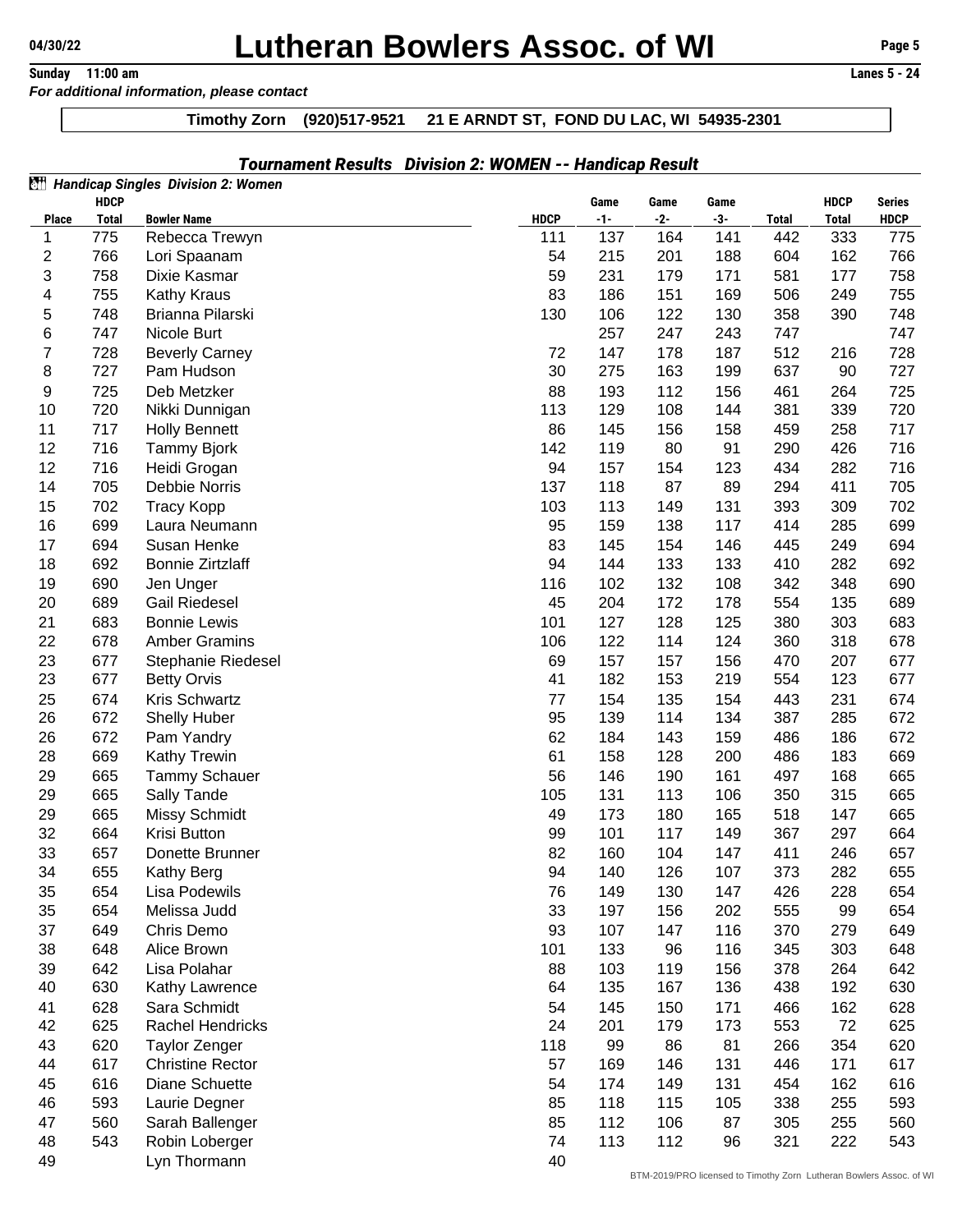# Lutheran Bowlers Assoc. of WI

**Sunday 11:00 am** **Lanes 5 - 24**

*For additional information, please contact*

**Timothy Zorn (920)517-9521 21 E ARNDT ST, FOND DU LAC, WI 54935-2301**

## *Tournament Results Division 2: WOMEN -- Handicap Result*

### *Handicap Singles Division 2: Women*

| Place | HDCP Total | Bowler Name | HDCP | Game -1- | Game -2- | Game -3- | Total | HDCP Total | Series HDCP |
|---|---|---|---|---|---|---|---|---|---|
| 1 | 775 | Rebecca Trewyn | 111 | 137 | 164 | 141 | 442 | 333 | 775 |
| 2 | 766 | Lori Spaanam | 54 | 215 | 201 | 188 | 604 | 162 | 766 |
| 3 | 758 | Dixie Kasmar | 59 | 231 | 179 | 171 | 581 | 177 | 758 |
| 4 | 755 | Kathy Kraus | 83 | 186 | 151 | 169 | 506 | 249 | 755 |
| 5 | 748 | Brianna Pilarski | 130 | 106 | 122 | 130 | 358 | 390 | 748 |
| 6 | 747 | Nicole Burt | | 257 | 247 | 243 | 747 | | 747 |
| 7 | 728 | Beverly Carney | 72 | 147 | 178 | 187 | 512 | 216 | 728 |
| 8 | 727 | Pam Hudson | 30 | 275 | 163 | 199 | 637 | 90 | 727 |
| 9 | 725 | Deb Metzker | 88 | 193 | 112 | 156 | 461 | 264 | 725 |
| 10 | 720 | Nikki Dunnigan | 113 | 129 | 108 | 144 | 381 | 339 | 720 |
| 11 | 717 | Holly Bennett | 86 | 145 | 156 | 158 | 459 | 258 | 717 |
| 12 | 716 | Tammy Bjork | 142 | 119 | 80 | 91 | 290 | 426 | 716 |
| 12 | 716 | Heidi Grogan | 94 | 157 | 154 | 123 | 434 | 282 | 716 |
| 14 | 705 | Debbie Norris | 137 | 118 | 87 | 89 | 294 | 411 | 705 |
| 15 | 702 | Tracy Kopp | 103 | 113 | 149 | 131 | 393 | 309 | 702 |
| 16 | 699 | Laura Neumann | 95 | 159 | 138 | 117 | 414 | 285 | 699 |
| 17 | 694 | Susan Henke | 83 | 145 | 154 | 146 | 445 | 249 | 694 |
| 18 | 692 | Bonnie Zirtzlaff | 94 | 144 | 133 | 133 | 410 | 282 | 692 |
| 19 | 690 | Jen Unger | 116 | 102 | 132 | 108 | 342 | 348 | 690 |
| 20 | 689 | Gail Riedesel | 45 | 204 | 172 | 178 | 554 | 135 | 689 |
| 21 | 683 | Bonnie Lewis | 101 | 127 | 128 | 125 | 380 | 303 | 683 |
| 22 | 678 | Amber Gramins | 106 | 122 | 114 | 124 | 360 | 318 | 678 |
| 23 | 677 | Stephanie Riedesel | 69 | 157 | 157 | 156 | 470 | 207 | 677 |
| 23 | 677 | Betty Orvis | 41 | 182 | 153 | 219 | 554 | 123 | 677 |
| 25 | 674 | Kris Schwartz | 77 | 154 | 135 | 154 | 443 | 231 | 674 |
| 26 | 672 | Shelly Huber | 95 | 139 | 114 | 134 | 387 | 285 | 672 |
| 26 | 672 | Pam Yandry | 62 | 184 | 143 | 159 | 486 | 186 | 672 |
| 28 | 669 | Kathy Trewin | 61 | 158 | 128 | 200 | 486 | 183 | 669 |
| 29 | 665 | Tammy Schauer | 56 | 146 | 190 | 161 | 497 | 168 | 665 |
| 29 | 665 | Sally Tande | 105 | 131 | 113 | 106 | 350 | 315 | 665 |
| 29 | 665 | Missy Schmidt | 49 | 173 | 180 | 165 | 518 | 147 | 665 |
| 32 | 664 | Krisi Button | 99 | 101 | 117 | 149 | 367 | 297 | 664 |
| 33 | 657 | Donette Brunner | 82 | 160 | 104 | 147 | 411 | 246 | 657 |
| 34 | 655 | Kathy Berg | 94 | 140 | 126 | 107 | 373 | 282 | 655 |
| 35 | 654 | Lisa Podewils | 76 | 149 | 130 | 147 | 426 | 228 | 654 |
| 35 | 654 | Melissa Judd | 33 | 197 | 156 | 202 | 555 | 99 | 654 |
| 37 | 649 | Chris Demo | 93 | 107 | 147 | 116 | 370 | 279 | 649 |
| 38 | 648 | Alice Brown | 101 | 133 | 96 | 116 | 345 | 303 | 648 |
| 39 | 642 | Lisa Polahar | 88 | 103 | 119 | 156 | 378 | 264 | 642 |
| 40 | 630 | Kathy Lawrence | 64 | 135 | 167 | 136 | 438 | 192 | 630 |
| 41 | 628 | Sara Schmidt | 54 | 145 | 150 | 171 | 466 | 162 | 628 |
| 42 | 625 | Rachel Hendricks | 24 | 201 | 179 | 173 | 553 | 72 | 625 |
| 43 | 620 | Taylor Zenger | 118 | 99 | 86 | 81 | 266 | 354 | 620 |
| 44 | 617 | Christine Rector | 57 | 169 | 146 | 131 | 446 | 171 | 617 |
| 45 | 616 | Diane Schuette | 54 | 174 | 149 | 131 | 454 | 162 | 616 |
| 46 | 593 | Laurie Degner | 85 | 118 | 115 | 105 | 338 | 255 | 593 |
| 47 | 560 | Sarah Ballenger | 85 | 112 | 106 | 87 | 305 | 255 | 560 |
| 48 | 543 | Robin Loberger | 74 | 113 | 112 | 96 | 321 | 222 | 543 |
| 49 | | Lyn Thormann | 40 | | | | | | |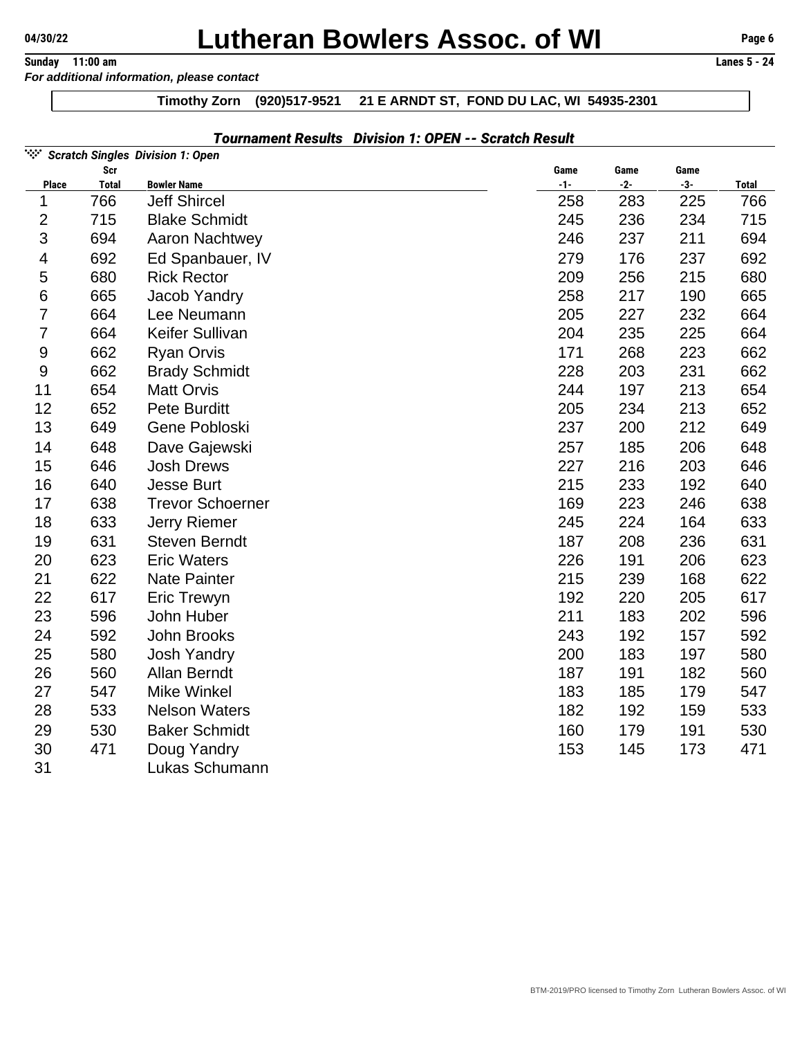# Lutheran Bowlers Assoc. of WI

04/30/22

Sunday 11:00 am

Lanes 5 - 24

*For additional information, please contact*

**Timothy Zorn (920)517-9521 21 E ARNDT ST, FOND DU LAC, WI 54935-2301**

## *Tournament Results Division 1: OPEN -- Scratch Result*

### *Scratch Singles Division 1: Open*

| Place | Scr Total | Bowler Name | Game -1- | Game -2- | Game -3- | Total |
|---|---|---|---|---|---|---|
| 1 | 766 | Jeff Shircel | 258 | 283 | 225 | 766 |
| 2 | 715 | Blake Schmidt | 245 | 236 | 234 | 715 |
| 3 | 694 | Aaron Nachtwey | 246 | 237 | 211 | 694 |
| 4 | 692 | Ed Spanbauer, IV | 279 | 176 | 237 | 692 |
| 5 | 680 | Rick Rector | 209 | 256 | 215 | 680 |
| 6 | 665 | Jacob Yandry | 258 | 217 | 190 | 665 |
| 7 | 664 | Lee Neumann | 205 | 227 | 232 | 664 |
| 7 | 664 | Keifer Sullivan | 204 | 235 | 225 | 664 |
| 9 | 662 | Ryan Orvis | 171 | 268 | 223 | 662 |
| 9 | 662 | Brady Schmidt | 228 | 203 | 231 | 662 |
| 11 | 654 | Matt Orvis | 244 | 197 | 213 | 654 |
| 12 | 652 | Pete Burditt | 205 | 234 | 213 | 652 |
| 13 | 649 | Gene Pobloski | 237 | 200 | 212 | 649 |
| 14 | 648 | Dave Gajewski | 257 | 185 | 206 | 648 |
| 15 | 646 | Josh Drews | 227 | 216 | 203 | 646 |
| 16 | 640 | Jesse Burt | 215 | 233 | 192 | 640 |
| 17 | 638 | Trevor Schoerner | 169 | 223 | 246 | 638 |
| 18 | 633 | Jerry Riemer | 245 | 224 | 164 | 633 |
| 19 | 631 | Steven Berndt | 187 | 208 | 236 | 631 |
| 20 | 623 | Eric Waters | 226 | 191 | 206 | 623 |
| 21 | 622 | Nate Painter | 215 | 239 | 168 | 622 |
| 22 | 617 | Eric Trewyn | 192 | 220 | 205 | 617 |
| 23 | 596 | John Huber | 211 | 183 | 202 | 596 |
| 24 | 592 | John Brooks | 243 | 192 | 157 | 592 |
| 25 | 580 | Josh Yandry | 200 | 183 | 197 | 580 |
| 26 | 560 | Allan Berndt | 187 | 191 | 182 | 560 |
| 27 | 547 | Mike Winkel | 183 | 185 | 179 | 547 |
| 28 | 533 | Nelson Waters | 182 | 192 | 159 | 533 |
| 29 | 530 | Baker Schmidt | 160 | 179 | 191 | 530 |
| 30 | 471 | Doug Yandry | 153 | 145 | 173 | 471 |
| 31 | | Lukas Schumann | | | | |

BTM-2019/PRO licensed to Timothy Zorn Lutheran Bowlers Assoc. of WI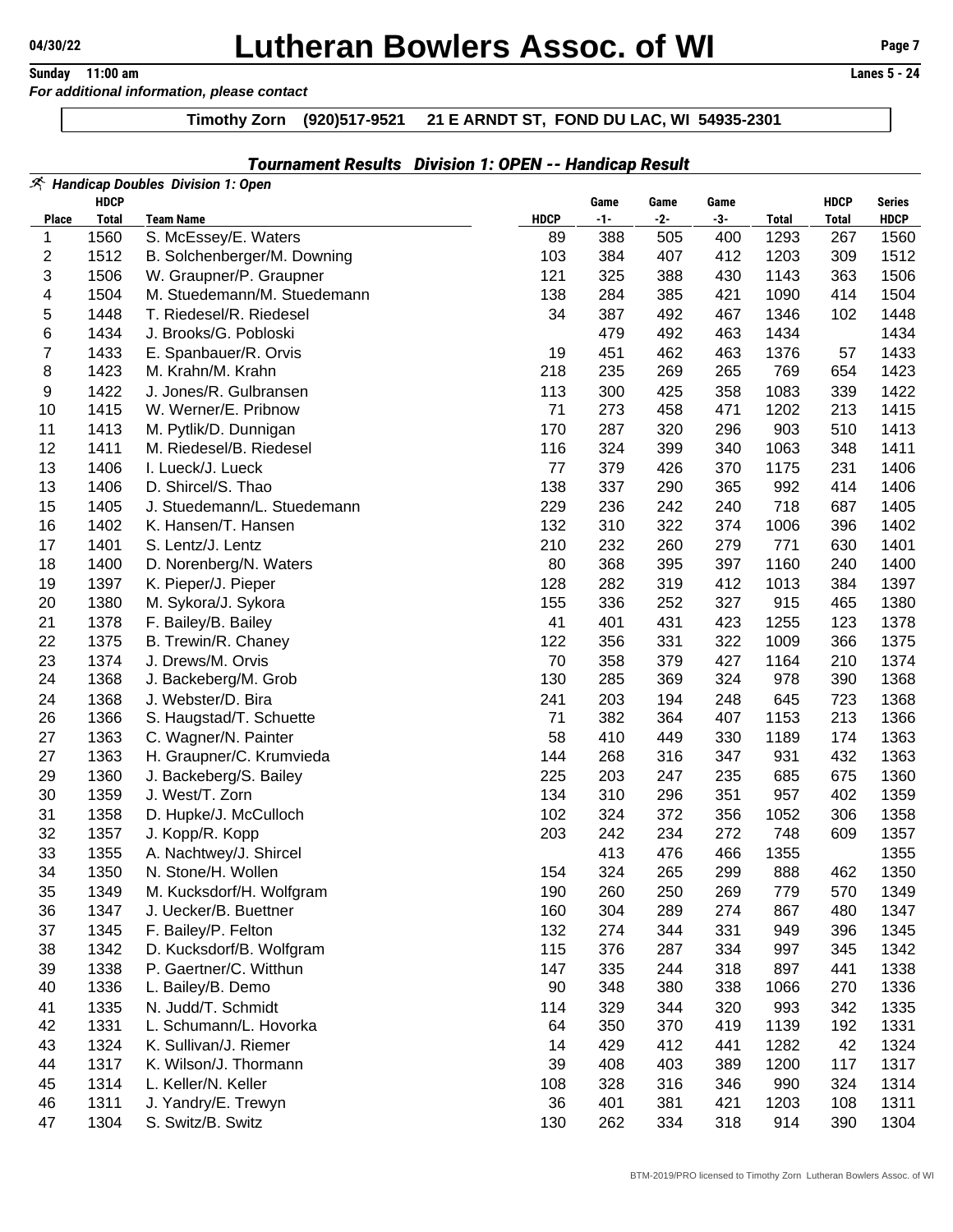# Lutheran Bowlers Assoc. of WI

**04/30/22**

**Sunday 11:00 am** **Lanes 5 - 24**

*For additional information, please contact*

**Timothy Zorn (920)517-9521 21 E ARNDT ST, FOND DU LAC, WI 54935-2301**

## *Tournament Results Division 1: OPEN -- Handicap Result*

### *Handicap Doubles Division 1: Open*

| Place | HDCP Total | Team Name | HDCP | Game -1- | Game -2- | Game -3- | Total | HDCP Total | Series HDCP |
|---|---|---|---|---|---|---|---|---|---|
| 1 | 1560 | S. McEssey/E. Waters | 89 | 388 | 505 | 400 | 1293 | 267 | 1560 |
| 2 | 1512 | B. Solchenberger/M. Downing | 103 | 384 | 407 | 412 | 1203 | 309 | 1512 |
| 3 | 1506 | W. Graupner/P. Graupner | 121 | 325 | 388 | 430 | 1143 | 363 | 1506 |
| 4 | 1504 | M. Stuedemann/M. Stuedemann | 138 | 284 | 385 | 421 | 1090 | 414 | 1504 |
| 5 | 1448 | T. Riedesel/R. Riedesel | 34 | 387 | 492 | 467 | 1346 | 102 | 1448 |
| 6 | 1434 | J. Brooks/G. Pobloski | | 479 | 492 | 463 | 1434 | | 1434 |
| 7 | 1433 | E. Spanbauer/R. Orvis | 19 | 451 | 462 | 463 | 1376 | 57 | 1433 |
| 8 | 1423 | M. Krahn/M. Krahn | 218 | 235 | 269 | 265 | 769 | 654 | 1423 |
| 9 | 1422 | J. Jones/R. Gulbransen | 113 | 300 | 425 | 358 | 1083 | 339 | 1422 |
| 10 | 1415 | W. Werner/E. Pribnow | 71 | 273 | 458 | 471 | 1202 | 213 | 1415 |
| 11 | 1413 | M. Pytlik/D. Dunnigan | 170 | 287 | 320 | 296 | 903 | 510 | 1413 |
| 12 | 1411 | M. Riedesel/B. Riedesel | 116 | 324 | 399 | 340 | 1063 | 348 | 1411 |
| 13 | 1406 | I. Lueck/J. Lueck | 77 | 379 | 426 | 370 | 1175 | 231 | 1406 |
| 13 | 1406 | D. Shircel/S. Thao | 138 | 337 | 290 | 365 | 992 | 414 | 1406 |
| 15 | 1405 | J. Stuedemann/L. Stuedemann | 229 | 236 | 242 | 240 | 718 | 687 | 1405 |
| 16 | 1402 | K. Hansen/T. Hansen | 132 | 310 | 322 | 374 | 1006 | 396 | 1402 |
| 17 | 1401 | S. Lentz/J. Lentz | 210 | 232 | 260 | 279 | 771 | 630 | 1401 |
| 18 | 1400 | D. Norenberg/N. Waters | 80 | 368 | 395 | 397 | 1160 | 240 | 1400 |
| 19 | 1397 | K. Pieper/J. Pieper | 128 | 282 | 319 | 412 | 1013 | 384 | 1397 |
| 20 | 1380 | M. Sykora/J. Sykora | 155 | 336 | 252 | 327 | 915 | 465 | 1380 |
| 21 | 1378 | F. Bailey/B. Bailey | 41 | 401 | 431 | 423 | 1255 | 123 | 1378 |
| 22 | 1375 | B. Trewin/R. Chaney | 122 | 356 | 331 | 322 | 1009 | 366 | 1375 |
| 23 | 1374 | J. Drews/M. Orvis | 70 | 358 | 379 | 427 | 1164 | 210 | 1374 |
| 24 | 1368 | J. Backeberg/M. Grob | 130 | 285 | 369 | 324 | 978 | 390 | 1368 |
| 24 | 1368 | J. Webster/D. Bira | 241 | 203 | 194 | 248 | 645 | 723 | 1368 |
| 26 | 1366 | S. Haugstad/T. Schuette | 71 | 382 | 364 | 407 | 1153 | 213 | 1366 |
| 27 | 1363 | C. Wagner/N. Painter | 58 | 410 | 449 | 330 | 1189 | 174 | 1363 |
| 27 | 1363 | H. Graupner/C. Krumvieda | 144 | 268 | 316 | 347 | 931 | 432 | 1363 |
| 29 | 1360 | J. Backeberg/S. Bailey | 225 | 203 | 247 | 235 | 685 | 675 | 1360 |
| 30 | 1359 | J. West/T. Zorn | 134 | 310 | 296 | 351 | 957 | 402 | 1359 |
| 31 | 1358 | D. Hupke/J. McCulloch | 102 | 324 | 372 | 356 | 1052 | 306 | 1358 |
| 32 | 1357 | J. Kopp/R. Kopp | 203 | 242 | 234 | 272 | 748 | 609 | 1357 |
| 33 | 1355 | A. Nachtwey/J. Shircel | | 413 | 476 | 466 | 1355 | | 1355 |
| 34 | 1350 | N. Stone/H. Wollen | 154 | 324 | 265 | 299 | 888 | 462 | 1350 |
| 35 | 1349 | M. Kucksdorf/H. Wolfgram | 190 | 260 | 250 | 269 | 779 | 570 | 1349 |
| 36 | 1347 | J. Uecker/B. Buettner | 160 | 304 | 289 | 274 | 867 | 480 | 1347 |
| 37 | 1345 | F. Bailey/P. Felton | 132 | 274 | 344 | 331 | 949 | 396 | 1345 |
| 38 | 1342 | D. Kucksdorf/B. Wolfgram | 115 | 376 | 287 | 334 | 997 | 345 | 1342 |
| 39 | 1338 | P. Gaertner/C. Witthun | 147 | 335 | 244 | 318 | 897 | 441 | 1338 |
| 40 | 1336 | L. Bailey/B. Demo | 90 | 348 | 380 | 338 | 1066 | 270 | 1336 |
| 41 | 1335 | N. Judd/T. Schmidt | 114 | 329 | 344 | 320 | 993 | 342 | 1335 |
| 42 | 1331 | L. Schumann/L. Hovorka | 64 | 350 | 370 | 419 | 1139 | 192 | 1331 |
| 43 | 1324 | K. Sullivan/J. Riemer | 14 | 429 | 412 | 441 | 1282 | 42 | 1324 |
| 44 | 1317 | K. Wilson/J. Thormann | 39 | 408 | 403 | 389 | 1200 | 117 | 1317 |
| 45 | 1314 | L. Keller/N. Keller | 108 | 328 | 316 | 346 | 990 | 324 | 1314 |
| 46 | 1311 | J. Yandry/E. Trewyn | 36 | 401 | 381 | 421 | 1203 | 108 | 1311 |
| 47 | 1304 | S. Switz/B. Switz | 130 | 262 | 334 | 318 | 914 | 390 | 1304 |

BTM-2019/PRO licensed to Timothy Zorn Lutheran Bowlers Assoc. of WI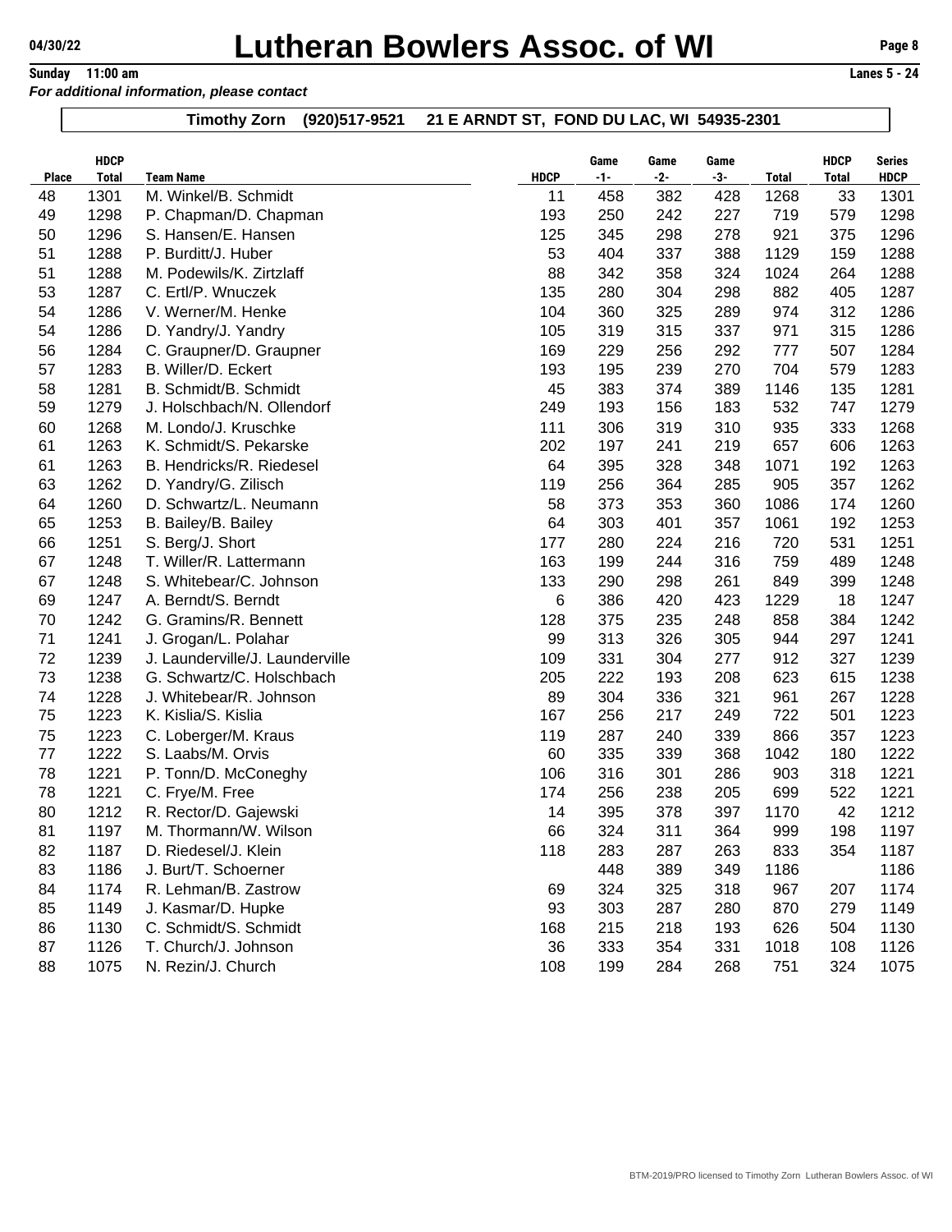# Lutheran Bowlers Assoc. of WI

**04/30/22**

**Sunday 11:00 am** **Lanes 5 - 24**

*For additional information, please contact*

**Timothy Zorn (920)517-9521 21 E ARNDT ST, FOND DU LAC, WI 54935-2301**

| Place | HDCP Total | Team Name | HDCP | Game -1- | Game -2- | Game -3- | Total | HDCP Total | Series HDCP |
|---|---|---|---|---|---|---|---|---|---|
| 48 | 1301 | M. Winkel/B. Schmidt | 11 | 458 | 382 | 428 | 1268 | 33 | 1301 |
| 49 | 1298 | P. Chapman/D. Chapman | 193 | 250 | 242 | 227 | 719 | 579 | 1298 |
| 50 | 1296 | S. Hansen/E. Hansen | 125 | 345 | 298 | 278 | 921 | 375 | 1296 |
| 51 | 1288 | P. Burditt/J. Huber | 53 | 404 | 337 | 388 | 1129 | 159 | 1288 |
| 51 | 1288 | M. Podewils/K. Zirtzlaff | 88 | 342 | 358 | 324 | 1024 | 264 | 1288 |
| 53 | 1287 | C. Ertl/P. Wnuczek | 135 | 280 | 304 | 298 | 882 | 405 | 1287 |
| 54 | 1286 | V. Werner/M. Henke | 104 | 360 | 325 | 289 | 974 | 312 | 1286 |
| 54 | 1286 | D. Yandry/J. Yandry | 105 | 319 | 315 | 337 | 971 | 315 | 1286 |
| 56 | 1284 | C. Graupner/D. Graupner | 169 | 229 | 256 | 292 | 777 | 507 | 1284 |
| 57 | 1283 | B. Willer/D. Eckert | 193 | 195 | 239 | 270 | 704 | 579 | 1283 |
| 58 | 1281 | B. Schmidt/B. Schmidt | 45 | 383 | 374 | 389 | 1146 | 135 | 1281 |
| 59 | 1279 | J. Holschbach/N. Ollendorf | 249 | 193 | 156 | 183 | 532 | 747 | 1279 |
| 60 | 1268 | M. Londo/J. Kruschke | 111 | 306 | 319 | 310 | 935 | 333 | 1268 |
| 61 | 1263 | K. Schmidt/S. Pekarske | 202 | 197 | 241 | 219 | 657 | 606 | 1263 |
| 61 | 1263 | B. Hendricks/R. Riedesel | 64 | 395 | 328 | 348 | 1071 | 192 | 1263 |
| 63 | 1262 | D. Yandry/G. Zilisch | 119 | 256 | 364 | 285 | 905 | 357 | 1262 |
| 64 | 1260 | D. Schwartz/L. Neumann | 58 | 373 | 353 | 360 | 1086 | 174 | 1260 |
| 65 | 1253 | B. Bailey/B. Bailey | 64 | 303 | 401 | 357 | 1061 | 192 | 1253 |
| 66 | 1251 | S. Berg/J. Short | 177 | 280 | 224 | 216 | 720 | 531 | 1251 |
| 67 | 1248 | T. Willer/R. Lattermann | 163 | 199 | 244 | 316 | 759 | 489 | 1248 |
| 67 | 1248 | S. Whitebear/C. Johnson | 133 | 290 | 298 | 261 | 849 | 399 | 1248 |
| 69 | 1247 | A. Berndt/S. Berndt | 6 | 386 | 420 | 423 | 1229 | 18 | 1247 |
| 70 | 1242 | G. Gramins/R. Bennett | 128 | 375 | 235 | 248 | 858 | 384 | 1242 |
| 71 | 1241 | J. Grogan/L. Polahar | 99 | 313 | 326 | 305 | 944 | 297 | 1241 |
| 72 | 1239 | J. Launderville/J. Launderville | 109 | 331 | 304 | 277 | 912 | 327 | 1239 |
| 73 | 1238 | G. Schwartz/C. Holschbach | 205 | 222 | 193 | 208 | 623 | 615 | 1238 |
| 74 | 1228 | J. Whitebear/R. Johnson | 89 | 304 | 336 | 321 | 961 | 267 | 1228 |
| 75 | 1223 | K. Kislia/S. Kislia | 167 | 256 | 217 | 249 | 722 | 501 | 1223 |
| 75 | 1223 | C. Loberger/M. Kraus | 119 | 287 | 240 | 339 | 866 | 357 | 1223 |
| 77 | 1222 | S. Laabs/M. Orvis | 60 | 335 | 339 | 368 | 1042 | 180 | 1222 |
| 78 | 1221 | P. Tonn/D. McConeghy | 106 | 316 | 301 | 286 | 903 | 318 | 1221 |
| 78 | 1221 | C. Frye/M. Free | 174 | 256 | 238 | 205 | 699 | 522 | 1221 |
| 80 | 1212 | R. Rector/D. Gajewski | 14 | 395 | 378 | 397 | 1170 | 42 | 1212 |
| 81 | 1197 | M. Thormann/W. Wilson | 66 | 324 | 311 | 364 | 999 | 198 | 1197 |
| 82 | 1187 | D. Riedesel/J. Klein | 118 | 283 | 287 | 263 | 833 | 354 | 1187 |
| 83 | 1186 | J. Burt/T. Schoerner | | 448 | 389 | 349 | 1186 | | 1186 |
| 84 | 1174 | R. Lehman/B. Zastrow | 69 | 324 | 325 | 318 | 967 | 207 | 1174 |
| 85 | 1149 | J. Kasmar/D. Hupke | 93 | 303 | 287 | 280 | 870 | 279 | 1149 |
| 86 | 1130 | C. Schmidt/S. Schmidt | 168 | 215 | 218 | 193 | 626 | 504 | 1130 |
| 87 | 1126 | T. Church/J. Johnson | 36 | 333 | 354 | 331 | 1018 | 108 | 1126 |
| 88 | 1075 | N. Rezin/J. Church | 108 | 199 | 284 | 268 | 751 | 324 | 1075 |

BTM-2019/PRO licensed to Timothy Zorn Lutheran Bowlers Assoc. of WI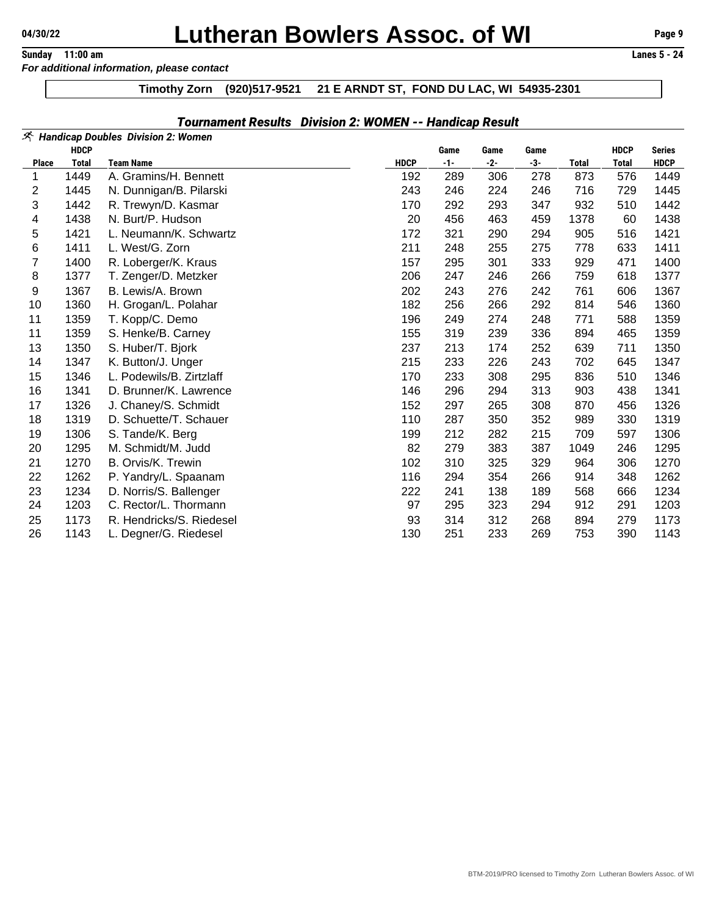# Lutheran Bowlers Assoc. of WI

**Sunday 11:00 am** | **Lanes 5 - 24**

*For additional information, please contact*

**Timothy Zorn (920)517-9521 21 E ARNDT ST, FOND DU LAC, WI 54935-2301**

## *Tournament Results Division 2: WOMEN -- Handicap Result*

### *Handicap Doubles Division 2: Women*

| Place | HDCP Total | Team Name | HDCP | Game -1- | Game -2- | Game -3- | Total | HDCP Total | Series HDCP |
|---|---|---|---|---|---|---|---|---|---|
| 1 | 1449 | A. Gramins/H. Bennett | 192 | 289 | 306 | 278 | 873 | 576 | 1449 |
| 2 | 1445 | N. Dunnigan/B. Pilarski | 243 | 246 | 224 | 246 | 716 | 729 | 1445 |
| 3 | 1442 | R. Trewyn/D. Kasmar | 170 | 292 | 293 | 347 | 932 | 510 | 1442 |
| 4 | 1438 | N. Burt/P. Hudson | 20 | 456 | 463 | 459 | 1378 | 60 | 1438 |
| 5 | 1421 | L. Neumann/K. Schwartz | 172 | 321 | 290 | 294 | 905 | 516 | 1421 |
| 6 | 1411 | L. West/G. Zorn | 211 | 248 | 255 | 275 | 778 | 633 | 1411 |
| 7 | 1400 | R. Loberger/K. Kraus | 157 | 295 | 301 | 333 | 929 | 471 | 1400 |
| 8 | 1377 | T. Zenger/D. Metzker | 206 | 247 | 246 | 266 | 759 | 618 | 1377 |
| 9 | 1367 | B. Lewis/A. Brown | 202 | 243 | 276 | 242 | 761 | 606 | 1367 |
| 10 | 1360 | H. Grogan/L. Polahar | 182 | 256 | 266 | 292 | 814 | 546 | 1360 |
| 11 | 1359 | T. Kopp/C. Demo | 196 | 249 | 274 | 248 | 771 | 588 | 1359 |
| 11 | 1359 | S. Henke/B. Carney | 155 | 319 | 239 | 336 | 894 | 465 | 1359 |
| 13 | 1350 | S. Huber/T. Bjork | 237 | 213 | 174 | 252 | 639 | 711 | 1350 |
| 14 | 1347 | K. Button/J. Unger | 215 | 233 | 226 | 243 | 702 | 645 | 1347 |
| 15 | 1346 | L. Podewils/B. Zirtzlaff | 170 | 233 | 308 | 295 | 836 | 510 | 1346 |
| 16 | 1341 | D. Brunner/K. Lawrence | 146 | 296 | 294 | 313 | 903 | 438 | 1341 |
| 17 | 1326 | J. Chaney/S. Schmidt | 152 | 297 | 265 | 308 | 870 | 456 | 1326 |
| 18 | 1319 | D. Schuette/T. Schauer | 110 | 287 | 350 | 352 | 989 | 330 | 1319 |
| 19 | 1306 | S. Tande/K. Berg | 199 | 212 | 282 | 215 | 709 | 597 | 1306 |
| 20 | 1295 | M. Schmidt/M. Judd | 82 | 279 | 383 | 387 | 1049 | 246 | 1295 |
| 21 | 1270 | B. Orvis/K. Trewin | 102 | 310 | 325 | 329 | 964 | 306 | 1270 |
| 22 | 1262 | P. Yandry/L. Spaanam | 116 | 294 | 354 | 266 | 914 | 348 | 1262 |
| 23 | 1234 | D. Norris/S. Ballenger | 222 | 241 | 138 | 189 | 568 | 666 | 1234 |
| 24 | 1203 | C. Rector/L. Thormann | 97 | 295 | 323 | 294 | 912 | 291 | 1203 |
| 25 | 1173 | R. Hendricks/S. Riedesel | 93 | 314 | 312 | 268 | 894 | 279 | 1173 |
| 26 | 1143 | L. Degner/G. Riedesel | 130 | 251 | 233 | 269 | 753 | 390 | 1143 |

BTM-2019/PRO licensed to Timothy Zorn Lutheran Bowlers Assoc. of WI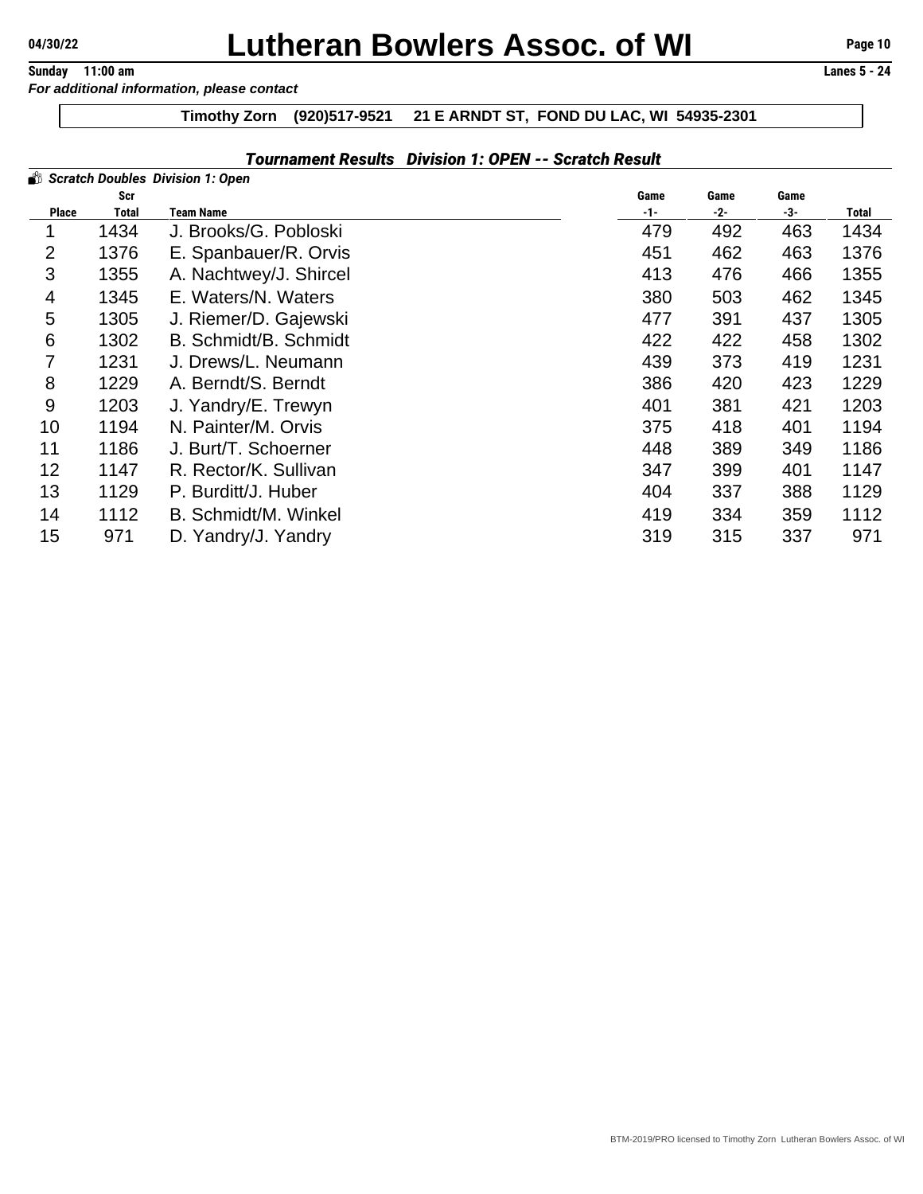# Lutheran Bowlers Assoc. of WI

04/30/22

Sunday 11:00 am

Lanes 5 - 24

*For additional information, please contact*

**Timothy Zorn (920)517-9521 21 E ARNDT ST, FOND DU LAC, WI 54935-2301**

## *Tournament Results Division 1: OPEN -- Scratch Result*

### *Scratch Doubles Division 1: Open*

| Place | Scr Total | Team Name | Game -1- | Game -2- | Game -3- | Total |
|---|---|---|---|---|---|---|
| 1 | 1434 | J. Brooks/G. Pobloski | 479 | 492 | 463 | 1434 |
| 2 | 1376 | E. Spanbauer/R. Orvis | 451 | 462 | 463 | 1376 |
| 3 | 1355 | A. Nachtwey/J. Shircel | 413 | 476 | 466 | 1355 |
| 4 | 1345 | E. Waters/N. Waters | 380 | 503 | 462 | 1345 |
| 5 | 1305 | J. Riemer/D. Gajewski | 477 | 391 | 437 | 1305 |
| 6 | 1302 | B. Schmidt/B. Schmidt | 422 | 422 | 458 | 1302 |
| 7 | 1231 | J. Drews/L. Neumann | 439 | 373 | 419 | 1231 |
| 8 | 1229 | A. Berndt/S. Berndt | 386 | 420 | 423 | 1229 |
| 9 | 1203 | J. Yandry/E. Trewyn | 401 | 381 | 421 | 1203 |
| 10 | 1194 | N. Painter/M. Orvis | 375 | 418 | 401 | 1194 |
| 11 | 1186 | J. Burt/T. Schoerner | 448 | 389 | 349 | 1186 |
| 12 | 1147 | R. Rector/K. Sullivan | 347 | 399 | 401 | 1147 |
| 13 | 1129 | P. Burditt/J. Huber | 404 | 337 | 388 | 1129 |
| 14 | 1112 | B. Schmidt/M. Winkel | 419 | 334 | 359 | 1112 |
| 15 | 971 | D. Yandry/J. Yandry | 319 | 315 | 337 | 971 |

BTM-2019/PRO licensed to Timothy Zorn Lutheran Bowlers Assoc. of WI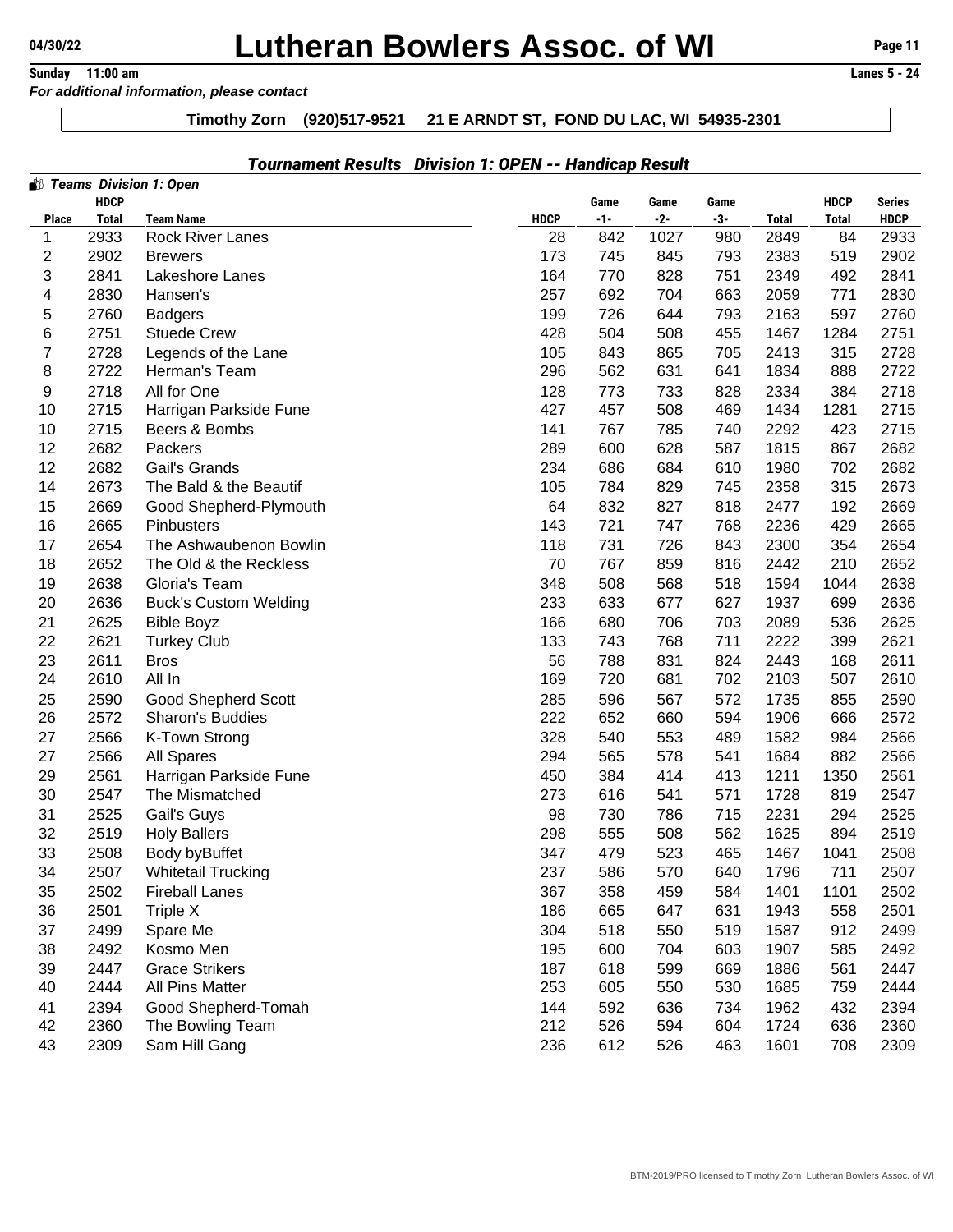# Lutheran Bowlers Assoc. of WI

**04/30/22**

**Sunday 11:00 am** **Lanes 5 - 24**

*For additional information, please contact*

**Timothy Zorn (920)517-9521 21 E ARNDT ST, FOND DU LAC, WI 54935-2301**

## *Tournament Results Division 1: OPEN -- Handicap Result*

***Teams Division 1: Open***

| Place | HDCP Total | Team Name | HDCP | Game -1- | Game -2- | Game -3- | Total | HDCP Total | Series HDCP |
|---|---|---|---|---|---|---|---|---|---|
| 1 | 2933 | Rock River Lanes | 28 | 842 | 1027 | 980 | 2849 | 84 | 2933 |
| 2 | 2902 | Brewers | 173 | 745 | 845 | 793 | 2383 | 519 | 2902 |
| 3 | 2841 | Lakeshore Lanes | 164 | 770 | 828 | 751 | 2349 | 492 | 2841 |
| 4 | 2830 | Hansen's | 257 | 692 | 704 | 663 | 2059 | 771 | 2830 |
| 5 | 2760 | Badgers | 199 | 726 | 644 | 793 | 2163 | 597 | 2760 |
| 6 | 2751 | Stuede Crew | 428 | 504 | 508 | 455 | 1467 | 1284 | 2751 |
| 7 | 2728 | Legends of the Lane | 105 | 843 | 865 | 705 | 2413 | 315 | 2728 |
| 8 | 2722 | Herman's Team | 296 | 562 | 631 | 641 | 1834 | 888 | 2722 |
| 9 | 2718 | All for One | 128 | 773 | 733 | 828 | 2334 | 384 | 2718 |
| 10 | 2715 | Harrigan Parkside Fune | 427 | 457 | 508 | 469 | 1434 | 1281 | 2715 |
| 10 | 2715 | Beers & Bombs | 141 | 767 | 785 | 740 | 2292 | 423 | 2715 |
| 12 | 2682 | Packers | 289 | 600 | 628 | 587 | 1815 | 867 | 2682 |
| 12 | 2682 | Gail's Grands | 234 | 686 | 684 | 610 | 1980 | 702 | 2682 |
| 14 | 2673 | The Bald & the Beautif | 105 | 784 | 829 | 745 | 2358 | 315 | 2673 |
| 15 | 2669 | Good Shepherd-Plymouth | 64 | 832 | 827 | 818 | 2477 | 192 | 2669 |
| 16 | 2665 | Pinbusters | 143 | 721 | 747 | 768 | 2236 | 429 | 2665 |
| 17 | 2654 | The Ashwaubenon Bowlin | 118 | 731 | 726 | 843 | 2300 | 354 | 2654 |
| 18 | 2652 | The Old & the Reckless | 70 | 767 | 859 | 816 | 2442 | 210 | 2652 |
| 19 | 2638 | Gloria's Team | 348 | 508 | 568 | 518 | 1594 | 1044 | 2638 |
| 20 | 2636 | Buck's Custom Welding | 233 | 633 | 677 | 627 | 1937 | 699 | 2636 |
| 21 | 2625 | Bible Boyz | 166 | 680 | 706 | 703 | 2089 | 536 | 2625 |
| 22 | 2621 | Turkey Club | 133 | 743 | 768 | 711 | 2222 | 399 | 2621 |
| 23 | 2611 | Bros | 56 | 788 | 831 | 824 | 2443 | 168 | 2611 |
| 24 | 2610 | All In | 169 | 720 | 681 | 702 | 2103 | 507 | 2610 |
| 25 | 2590 | Good Shepherd Scott | 285 | 596 | 567 | 572 | 1735 | 855 | 2590 |
| 26 | 2572 | Sharon's Buddies | 222 | 652 | 660 | 594 | 1906 | 666 | 2572 |
| 27 | 2566 | K-Town Strong | 328 | 540 | 553 | 489 | 1582 | 984 | 2566 |
| 27 | 2566 | All Spares | 294 | 565 | 578 | 541 | 1684 | 882 | 2566 |
| 29 | 2561 | Harrigan Parkside Fune | 450 | 384 | 414 | 413 | 1211 | 1350 | 2561 |
| 30 | 2547 | The Mismatched | 273 | 616 | 541 | 571 | 1728 | 819 | 2547 |
| 31 | 2525 | Gail's Guys | 98 | 730 | 786 | 715 | 2231 | 294 | 2525 |
| 32 | 2519 | Holy Ballers | 298 | 555 | 508 | 562 | 1625 | 894 | 2519 |
| 33 | 2508 | Body byBuffet | 347 | 479 | 523 | 465 | 1467 | 1041 | 2508 |
| 34 | 2507 | Whitetail Trucking | 237 | 586 | 570 | 640 | 1796 | 711 | 2507 |
| 35 | 2502 | Fireball Lanes | 367 | 358 | 459 | 584 | 1401 | 1101 | 2502 |
| 36 | 2501 | Triple X | 186 | 665 | 647 | 631 | 1943 | 558 | 2501 |
| 37 | 2499 | Spare Me | 304 | 518 | 550 | 519 | 1587 | 912 | 2499 |
| 38 | 2492 | Kosmo Men | 195 | 600 | 704 | 603 | 1907 | 585 | 2492 |
| 39 | 2447 | Grace Strikers | 187 | 618 | 599 | 669 | 1886 | 561 | 2447 |
| 40 | 2444 | All Pins Matter | 253 | 605 | 550 | 530 | 1685 | 759 | 2444 |
| 41 | 2394 | Good Shepherd-Tomah | 144 | 592 | 636 | 734 | 1962 | 432 | 2394 |
| 42 | 2360 | The Bowling Team | 212 | 526 | 594 | 604 | 1724 | 636 | 2360 |
| 43 | 2309 | Sam Hill Gang | 236 | 612 | 526 | 463 | 1601 | 708 | 2309 |

BTM-2019/PRO licensed to Timothy Zorn Lutheran Bowlers Assoc. of WI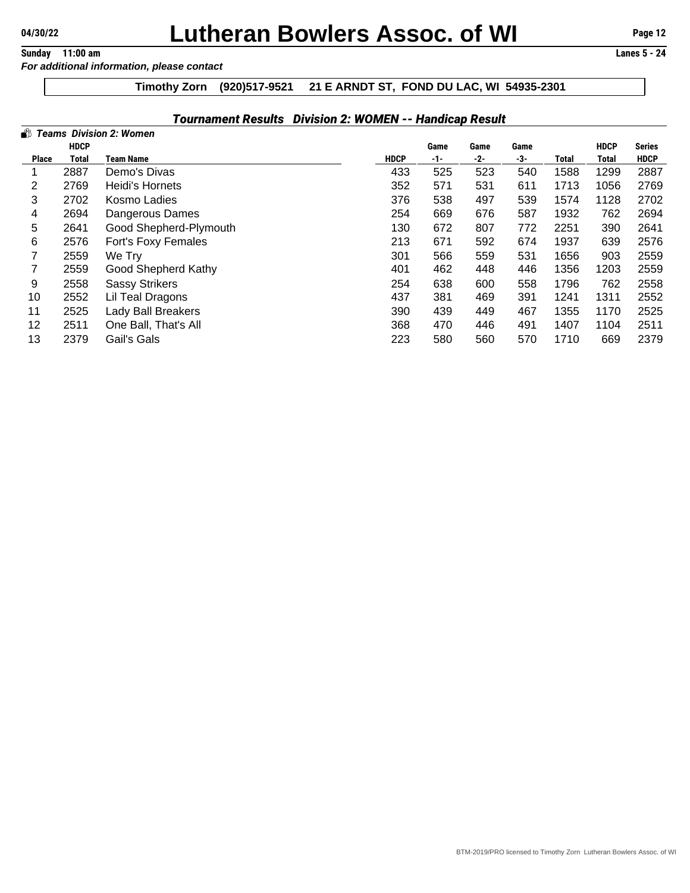# Lutheran Bowlers Assoc. of WI

04/30/22

**Sunday 11:00 am** — **Lanes 5 - 24**

*For additional information, please contact*

**Timothy Zorn (920)517-9521 21 E ARNDT ST, FOND DU LAC, WI 54935-2301**

## *Tournament Results Division 2: WOMEN -- Handicap Result*

### *Teams Division 2: Women*

| Place | HDCP Total | Team Name | HDCP | Game -1- | Game -2- | Game -3- | Total | HDCP Total | Series HDCP |
|---|---|---|---|---|---|---|---|---|---|
| 1 | 2887 | Demo's Divas | 433 | 525 | 523 | 540 | 1588 | 1299 | 2887 |
| 2 | 2769 | Heidi's Hornets | 352 | 571 | 531 | 611 | 1713 | 1056 | 2769 |
| 3 | 2702 | Kosmo Ladies | 376 | 538 | 497 | 539 | 1574 | 1128 | 2702 |
| 4 | 2694 | Dangerous Dames | 254 | 669 | 676 | 587 | 1932 | 762 | 2694 |
| 5 | 2641 | Good Shepherd-Plymouth | 130 | 672 | 807 | 772 | 2251 | 390 | 2641 |
| 6 | 2576 | Fort's Foxy Females | 213 | 671 | 592 | 674 | 1937 | 639 | 2576 |
| 7 | 2559 | We Try | 301 | 566 | 559 | 531 | 1656 | 903 | 2559 |
| 7 | 2559 | Good Shepherd Kathy | 401 | 462 | 448 | 446 | 1356 | 1203 | 2559 |
| 9 | 2558 | Sassy Strikers | 254 | 638 | 600 | 558 | 1796 | 762 | 2558 |
| 10 | 2552 | Lil Teal Dragons | 437 | 381 | 469 | 391 | 1241 | 1311 | 2552 |
| 11 | 2525 | Lady Ball Breakers | 390 | 439 | 449 | 467 | 1355 | 1170 | 2525 |
| 12 | 2511 | One Ball, That's All | 368 | 470 | 446 | 491 | 1407 | 1104 | 2511 |
| 13 | 2379 | Gail's Gals | 223 | 580 | 560 | 570 | 1710 | 669 | 2379 |

BTM-2019/PRO licensed to Timothy Zorn Lutheran Bowlers Assoc. of WI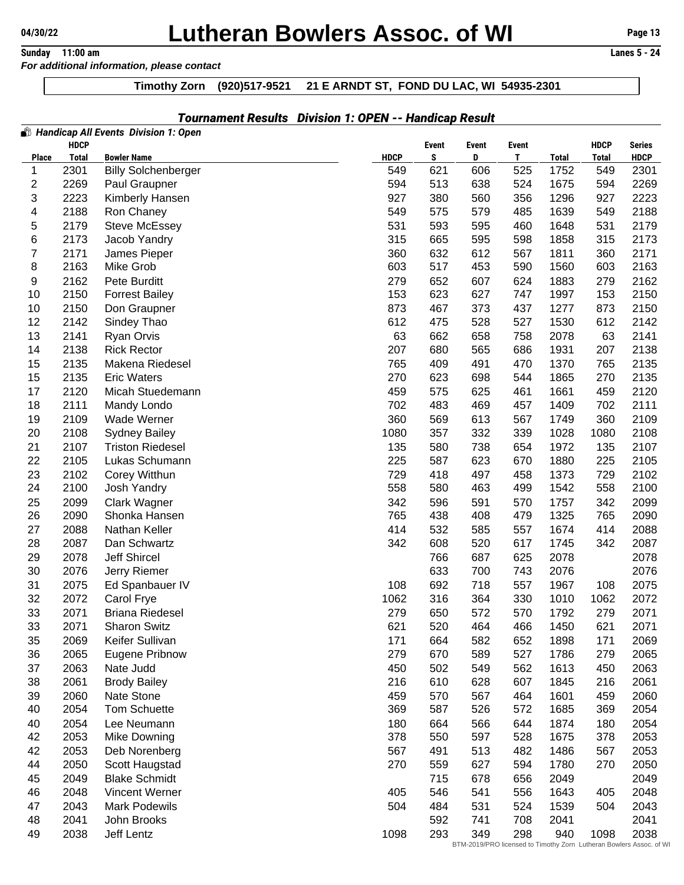# Lutheran Bowlers Assoc. of WI

**04/30/22**

**Sunday 11:00 am** **Lanes 5 - 24**

*For additional information, please contact*

**Timothy Zorn (920)517-9521 21 E ARNDT ST, FOND DU LAC, WI 54935-2301**

## *Tournament Results Division 1: OPEN -- Handicap Result*

### *Handicap All Events Division 1: Open*

| Place | HDCP Total | Bowler Name | HDCP | Event S | Event D | Event T | Total | HDCP Total | Series HDCP |
|---|---|---|---|---|---|---|---|---|---|
| 1 | 2301 | Billy Solchenberger | 549 | 621 | 606 | 525 | 1752 | 549 | 2301 |
| 2 | 2269 | Paul Graupner | 594 | 513 | 638 | 524 | 1675 | 594 | 2269 |
| 3 | 2223 | Kimberly Hansen | 927 | 380 | 560 | 356 | 1296 | 927 | 2223 |
| 4 | 2188 | Ron Chaney | 549 | 575 | 579 | 485 | 1639 | 549 | 2188 |
| 5 | 2179 | Steve McEssey | 531 | 593 | 595 | 460 | 1648 | 531 | 2179 |
| 6 | 2173 | Jacob Yandry | 315 | 665 | 595 | 598 | 1858 | 315 | 2173 |
| 7 | 2171 | James Pieper | 360 | 632 | 612 | 567 | 1811 | 360 | 2171 |
| 8 | 2163 | Mike Grob | 603 | 517 | 453 | 590 | 1560 | 603 | 2163 |
| 9 | 2162 | Pete Burditt | 279 | 652 | 607 | 624 | 1883 | 279 | 2162 |
| 10 | 2150 | Forrest Bailey | 153 | 623 | 627 | 747 | 1997 | 153 | 2150 |
| 10 | 2150 | Don Graupner | 873 | 467 | 373 | 437 | 1277 | 873 | 2150 |
| 12 | 2142 | Sindey Thao | 612 | 475 | 528 | 527 | 1530 | 612 | 2142 |
| 13 | 2141 | Ryan Orvis | 63 | 662 | 658 | 758 | 2078 | 63 | 2141 |
| 14 | 2138 | Rick Rector | 207 | 680 | 565 | 686 | 1931 | 207 | 2138 |
| 15 | 2135 | Makena Riedesel | 765 | 409 | 491 | 470 | 1370 | 765 | 2135 |
| 15 | 2135 | Eric Waters | 270 | 623 | 698 | 544 | 1865 | 270 | 2135 |
| 17 | 2120 | Micah Stuedemann | 459 | 575 | 625 | 461 | 1661 | 459 | 2120 |
| 18 | 2111 | Mandy Londo | 702 | 483 | 469 | 457 | 1409 | 702 | 2111 |
| 19 | 2109 | Wade Werner | 360 | 569 | 613 | 567 | 1749 | 360 | 2109 |
| 20 | 2108 | Sydney Bailey | 1080 | 357 | 332 | 339 | 1028 | 1080 | 2108 |
| 21 | 2107 | Triston Riedesel | 135 | 580 | 738 | 654 | 1972 | 135 | 2107 |
| 22 | 2105 | Lukas Schumann | 225 | 587 | 623 | 670 | 1880 | 225 | 2105 |
| 23 | 2102 | Corey Witthun | 729 | 418 | 497 | 458 | 1373 | 729 | 2102 |
| 24 | 2100 | Josh Yandry | 558 | 580 | 463 | 499 | 1542 | 558 | 2100 |
| 25 | 2099 | Clark Wagner | 342 | 596 | 591 | 570 | 1757 | 342 | 2099 |
| 26 | 2090 | Shonka Hansen | 765 | 438 | 408 | 479 | 1325 | 765 | 2090 |
| 27 | 2088 | Nathan Keller | 414 | 532 | 585 | 557 | 1674 | 414 | 2088 |
| 28 | 2087 | Dan Schwartz | 342 | 608 | 520 | 617 | 1745 | 342 | 2087 |
| 29 | 2078 | Jeff Shircel | | 766 | 687 | 625 | 2078 | | 2078 |
| 30 | 2076 | Jerry Riemer | | 633 | 700 | 743 | 2076 | | 2076 |
| 31 | 2075 | Ed Spanbauer IV | 108 | 692 | 718 | 557 | 1967 | 108 | 2075 |
| 32 | 2072 | Carol Frye | 1062 | 316 | 364 | 330 | 1010 | 1062 | 2072 |
| 33 | 2071 | Briana Riedesel | 279 | 650 | 572 | 570 | 1792 | 279 | 2071 |
| 33 | 2071 | Sharon Switz | 621 | 520 | 464 | 466 | 1450 | 621 | 2071 |
| 35 | 2069 | Keifer Sullivan | 171 | 664 | 582 | 652 | 1898 | 171 | 2069 |
| 36 | 2065 | Eugene Pribnow | 279 | 670 | 589 | 527 | 1786 | 279 | 2065 |
| 37 | 2063 | Nate Judd | 450 | 502 | 549 | 562 | 1613 | 450 | 2063 |
| 38 | 2061 | Brody Bailey | 216 | 610 | 628 | 607 | 1845 | 216 | 2061 |
| 39 | 2060 | Nate Stone | 459 | 570 | 567 | 464 | 1601 | 459 | 2060 |
| 40 | 2054 | Tom Schuette | 369 | 587 | 526 | 572 | 1685 | 369 | 2054 |
| 40 | 2054 | Lee Neumann | 180 | 664 | 566 | 644 | 1874 | 180 | 2054 |
| 42 | 2053 | Mike Downing | 378 | 550 | 597 | 528 | 1675 | 378 | 2053 |
| 42 | 2053 | Deb Norenberg | 567 | 491 | 513 | 482 | 1486 | 567 | 2053 |
| 44 | 2050 | Scott Haugstad | 270 | 559 | 627 | 594 | 1780 | 270 | 2050 |
| 45 | 2049 | Blake Schmidt | | 715 | 678 | 656 | 2049 | | 2049 |
| 46 | 2048 | Vincent Werner | 405 | 546 | 541 | 556 | 1643 | 405 | 2048 |
| 47 | 2043 | Mark Podewils | 504 | 484 | 531 | 524 | 1539 | 504 | 2043 |
| 48 | 2041 | John Brooks | | 592 | 741 | 708 | 2041 | | 2041 |
| 49 | 2038 | Jeff Lentz | 1098 | 293 | 349 | 298 | 940 | 1098 | 2038 |

BTM-2019/PRO licensed to Timothy Zorn Lutheran Bowlers Assoc. of WI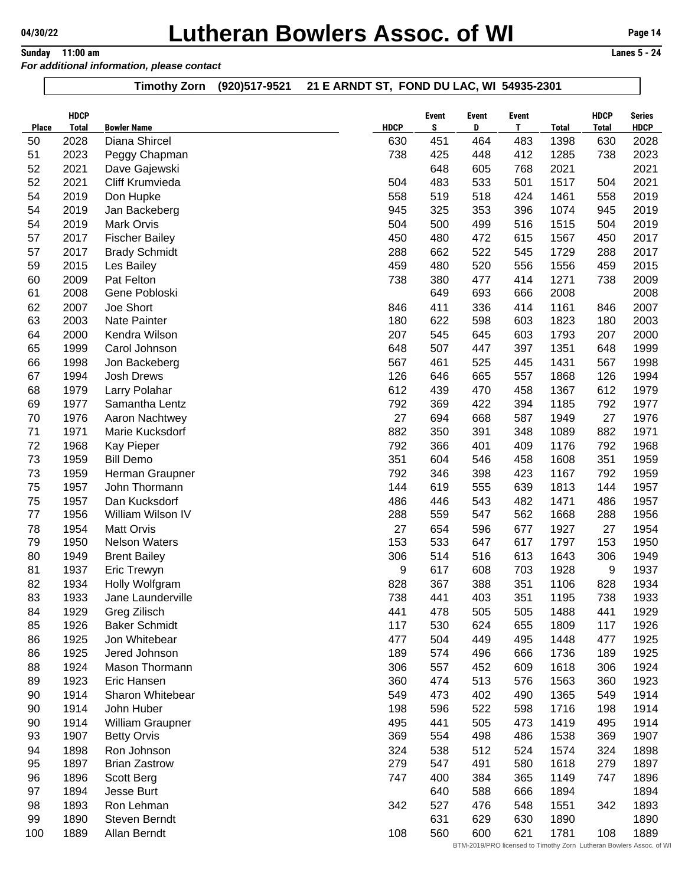# Lutheran Bowlers Assoc. of WI

**04/30/22**

**Sunday 11:00 am** **Lanes 5 - 24**

*For additional information, please contact*

**Timothy Zorn (920)517-9521 21 E ARNDT ST, FOND DU LAC, WI 54935-2301**

| Place | HDCP Total | Bowler Name | HDCP | Event S | Event D | Event T | Total | HDCP Total | Series HDCP |
|---|---|---|---|---|---|---|---|---|---|
| 50 | 2028 | Diana Shircel | 630 | 451 | 464 | 483 | 1398 | 630 | 2028 |
| 51 | 2023 | Peggy Chapman | 738 | 425 | 448 | 412 | 1285 | 738 | 2023 |
| 52 | 2021 | Dave Gajewski | | 648 | 605 | 768 | 2021 | | 2021 |
| 52 | 2021 | Cliff Krumvieda | 504 | 483 | 533 | 501 | 1517 | 504 | 2021 |
| 54 | 2019 | Don Hupke | 558 | 519 | 518 | 424 | 1461 | 558 | 2019 |
| 54 | 2019 | Jan Backeberg | 945 | 325 | 353 | 396 | 1074 | 945 | 2019 |
| 54 | 2019 | Mark Orvis | 504 | 500 | 499 | 516 | 1515 | 504 | 2019 |
| 57 | 2017 | Fischer Bailey | 450 | 480 | 472 | 615 | 1567 | 450 | 2017 |
| 57 | 2017 | Brady Schmidt | 288 | 662 | 522 | 545 | 1729 | 288 | 2017 |
| 59 | 2015 | Les Bailey | 459 | 480 | 520 | 556 | 1556 | 459 | 2015 |
| 60 | 2009 | Pat Felton | 738 | 380 | 477 | 414 | 1271 | 738 | 2009 |
| 61 | 2008 | Gene Pobloski | | 649 | 693 | 666 | 2008 | | 2008 |
| 62 | 2007 | Joe Short | 846 | 411 | 336 | 414 | 1161 | 846 | 2007 |
| 63 | 2003 | Nate Painter | 180 | 622 | 598 | 603 | 1823 | 180 | 2003 |
| 64 | 2000 | Kendra Wilson | 207 | 545 | 645 | 603 | 1793 | 207 | 2000 |
| 65 | 1999 | Carol Johnson | 648 | 507 | 447 | 397 | 1351 | 648 | 1999 |
| 66 | 1998 | Jon Backeberg | 567 | 461 | 525 | 445 | 1431 | 567 | 1998 |
| 67 | 1994 | Josh Drews | 126 | 646 | 665 | 557 | 1868 | 126 | 1994 |
| 68 | 1979 | Larry Polahar | 612 | 439 | 470 | 458 | 1367 | 612 | 1979 |
| 69 | 1977 | Samantha Lentz | 792 | 369 | 422 | 394 | 1185 | 792 | 1977 |
| 70 | 1976 | Aaron Nachtwey | 27 | 694 | 668 | 587 | 1949 | 27 | 1976 |
| 71 | 1971 | Marie Kucksdorf | 882 | 350 | 391 | 348 | 1089 | 882 | 1971 |
| 72 | 1968 | Kay Pieper | 792 | 366 | 401 | 409 | 1176 | 792 | 1968 |
| 73 | 1959 | Bill Demo | 351 | 604 | 546 | 458 | 1608 | 351 | 1959 |
| 73 | 1959 | Herman Graupner | 792 | 346 | 398 | 423 | 1167 | 792 | 1959 |
| 75 | 1957 | John Thormann | 144 | 619 | 555 | 639 | 1813 | 144 | 1957 |
| 75 | 1957 | Dan Kucksdorf | 486 | 446 | 543 | 482 | 1471 | 486 | 1957 |
| 77 | 1956 | William Wilson IV | 288 | 559 | 547 | 562 | 1668 | 288 | 1956 |
| 78 | 1954 | Matt Orvis | 27 | 654 | 596 | 677 | 1927 | 27 | 1954 |
| 79 | 1950 | Nelson Waters | 153 | 533 | 647 | 617 | 1797 | 153 | 1950 |
| 80 | 1949 | Brent Bailey | 306 | 514 | 516 | 613 | 1643 | 306 | 1949 |
| 81 | 1937 | Eric Trewyn | 9 | 617 | 608 | 703 | 1928 | 9 | 1937 |
| 82 | 1934 | Holly Wolfgram | 828 | 367 | 388 | 351 | 1106 | 828 | 1934 |
| 83 | 1933 | Jane Launderville | 738 | 441 | 403 | 351 | 1195 | 738 | 1933 |
| 84 | 1929 | Greg Zilisch | 441 | 478 | 505 | 505 | 1488 | 441 | 1929 |
| 85 | 1926 | Baker Schmidt | 117 | 530 | 624 | 655 | 1809 | 117 | 1926 |
| 86 | 1925 | Jon Whitebear | 477 | 504 | 449 | 495 | 1448 | 477 | 1925 |
| 86 | 1925 | Jered Johnson | 189 | 574 | 496 | 666 | 1736 | 189 | 1925 |
| 88 | 1924 | Mason Thormann | 306 | 557 | 452 | 609 | 1618 | 306 | 1924 |
| 89 | 1923 | Eric Hansen | 360 | 474 | 513 | 576 | 1563 | 360 | 1923 |
| 90 | 1914 | Sharon Whitebear | 549 | 473 | 402 | 490 | 1365 | 549 | 1914 |
| 90 | 1914 | John Huber | 198 | 596 | 522 | 598 | 1716 | 198 | 1914 |
| 90 | 1914 | William Graupner | 495 | 441 | 505 | 473 | 1419 | 495 | 1914 |
| 93 | 1907 | Betty Orvis | 369 | 554 | 498 | 486 | 1538 | 369 | 1907 |
| 94 | 1898 | Ron Johnson | 324 | 538 | 512 | 524 | 1574 | 324 | 1898 |
| 95 | 1897 | Brian Zastrow | 279 | 547 | 491 | 580 | 1618 | 279 | 1897 |
| 96 | 1896 | Scott Berg | 747 | 400 | 384 | 365 | 1149 | 747 | 1896 |
| 97 | 1894 | Jesse Burt | | 640 | 588 | 666 | 1894 | | 1894 |
| 98 | 1893 | Ron Lehman | 342 | 527 | 476 | 548 | 1551 | 342 | 1893 |
| 99 | 1890 | Steven Berndt | | 631 | 629 | 630 | 1890 | | 1890 |
| 100 | 1889 | Allan Berndt | 108 | 560 | 600 | 621 | 1781 | 108 | 1889 |

BTM-2019/PRO licensed to Timothy Zorn Lutheran Bowlers Assoc. of WI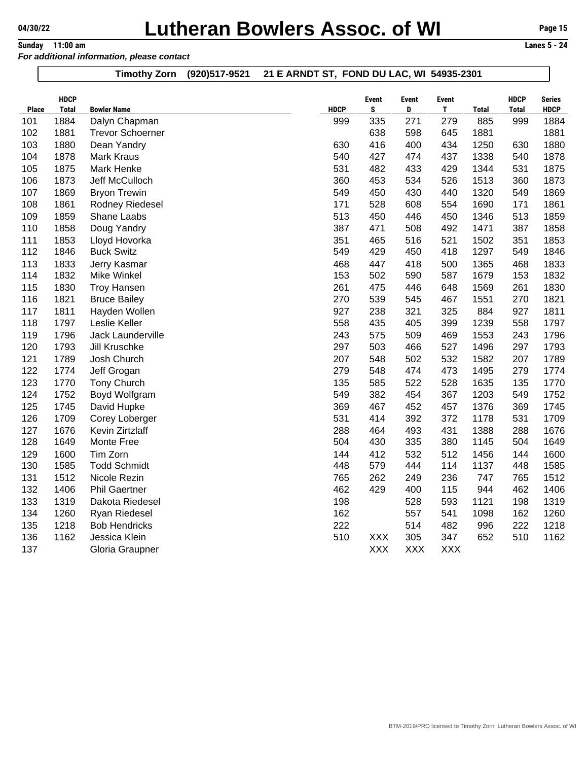# Lutheran Bowlers Assoc. of WI

**04/30/22**

**Sunday 11:00 am** **Lanes 5 - 24**

***For additional information, please contact***

**Timothy Zorn (920)517-9521 21 E ARNDT ST, FOND DU LAC, WI 54935-2301**

| Place | HDCP Total | Bowler Name | HDCP | Event S | Event D | Event T | Total | HDCP Total | Series HDCP |
|---|---|---|---|---|---|---|---|---|---|
| 101 | 1884 | Dalyn Chapman | 999 | 335 | 271 | 279 | 885 | 999 | 1884 |
| 102 | 1881 | Trevor Schoerner | | 638 | 598 | 645 | 1881 | | 1881 |
| 103 | 1880 | Dean Yandry | 630 | 416 | 400 | 434 | 1250 | 630 | 1880 |
| 104 | 1878 | Mark Kraus | 540 | 427 | 474 | 437 | 1338 | 540 | 1878 |
| 105 | 1875 | Mark Henke | 531 | 482 | 433 | 429 | 1344 | 531 | 1875 |
| 106 | 1873 | Jeff McCulloch | 360 | 453 | 534 | 526 | 1513 | 360 | 1873 |
| 107 | 1869 | Bryon Trewin | 549 | 450 | 430 | 440 | 1320 | 549 | 1869 |
| 108 | 1861 | Rodney Riedesel | 171 | 528 | 608 | 554 | 1690 | 171 | 1861 |
| 109 | 1859 | Shane Laabs | 513 | 450 | 446 | 450 | 1346 | 513 | 1859 |
| 110 | 1858 | Doug Yandry | 387 | 471 | 508 | 492 | 1471 | 387 | 1858 |
| 111 | 1853 | Lloyd Hovorka | 351 | 465 | 516 | 521 | 1502 | 351 | 1853 |
| 112 | 1846 | Buck Switz | 549 | 429 | 450 | 418 | 1297 | 549 | 1846 |
| 113 | 1833 | Jerry Kasmar | 468 | 447 | 418 | 500 | 1365 | 468 | 1833 |
| 114 | 1832 | Mike Winkel | 153 | 502 | 590 | 587 | 1679 | 153 | 1832 |
| 115 | 1830 | Troy Hansen | 261 | 475 | 446 | 648 | 1569 | 261 | 1830 |
| 116 | 1821 | Bruce Bailey | 270 | 539 | 545 | 467 | 1551 | 270 | 1821 |
| 117 | 1811 | Hayden Wollen | 927 | 238 | 321 | 325 | 884 | 927 | 1811 |
| 118 | 1797 | Leslie Keller | 558 | 435 | 405 | 399 | 1239 | 558 | 1797 |
| 119 | 1796 | Jack Launderville | 243 | 575 | 509 | 469 | 1553 | 243 | 1796 |
| 120 | 1793 | Jill Kruschke | 297 | 503 | 466 | 527 | 1496 | 297 | 1793 |
| 121 | 1789 | Josh Church | 207 | 548 | 502 | 532 | 1582 | 207 | 1789 |
| 122 | 1774 | Jeff Grogan | 279 | 548 | 474 | 473 | 1495 | 279 | 1774 |
| 123 | 1770 | Tony Church | 135 | 585 | 522 | 528 | 1635 | 135 | 1770 |
| 124 | 1752 | Boyd Wolfgram | 549 | 382 | 454 | 367 | 1203 | 549 | 1752 |
| 125 | 1745 | David Hupke | 369 | 467 | 452 | 457 | 1376 | 369 | 1745 |
| 126 | 1709 | Corey Loberger | 531 | 414 | 392 | 372 | 1178 | 531 | 1709 |
| 127 | 1676 | Kevin Zirtzlaff | 288 | 464 | 493 | 431 | 1388 | 288 | 1676 |
| 128 | 1649 | Monte Free | 504 | 430 | 335 | 380 | 1145 | 504 | 1649 |
| 129 | 1600 | Tim Zorn | 144 | 412 | 532 | 512 | 1456 | 144 | 1600 |
| 130 | 1585 | Todd Schmidt | 448 | 579 | 444 | 114 | 1137 | 448 | 1585 |
| 131 | 1512 | Nicole Rezin | 765 | 262 | 249 | 236 | 747 | 765 | 1512 |
| 132 | 1406 | Phil Gaertner | 462 | 429 | 400 | 115 | 944 | 462 | 1406 |
| 133 | 1319 | Dakota Riedesel | 198 | | 528 | 593 | 1121 | 198 | 1319 |
| 134 | 1260 | Ryan Riedesel | 162 | | 557 | 541 | 1098 | 162 | 1260 |
| 135 | 1218 | Bob Hendricks | 222 | | 514 | 482 | 996 | 222 | 1218 |
| 136 | 1162 | Jessica Klein | 510 | XXX | 305 | 347 | 652 | 510 | 1162 |
| 137 | | Gloria Graupner | | XXX | XXX | XXX | | | |

BTM-2019/PRO licensed to Timothy Zorn Lutheran Bowlers Assoc. of WI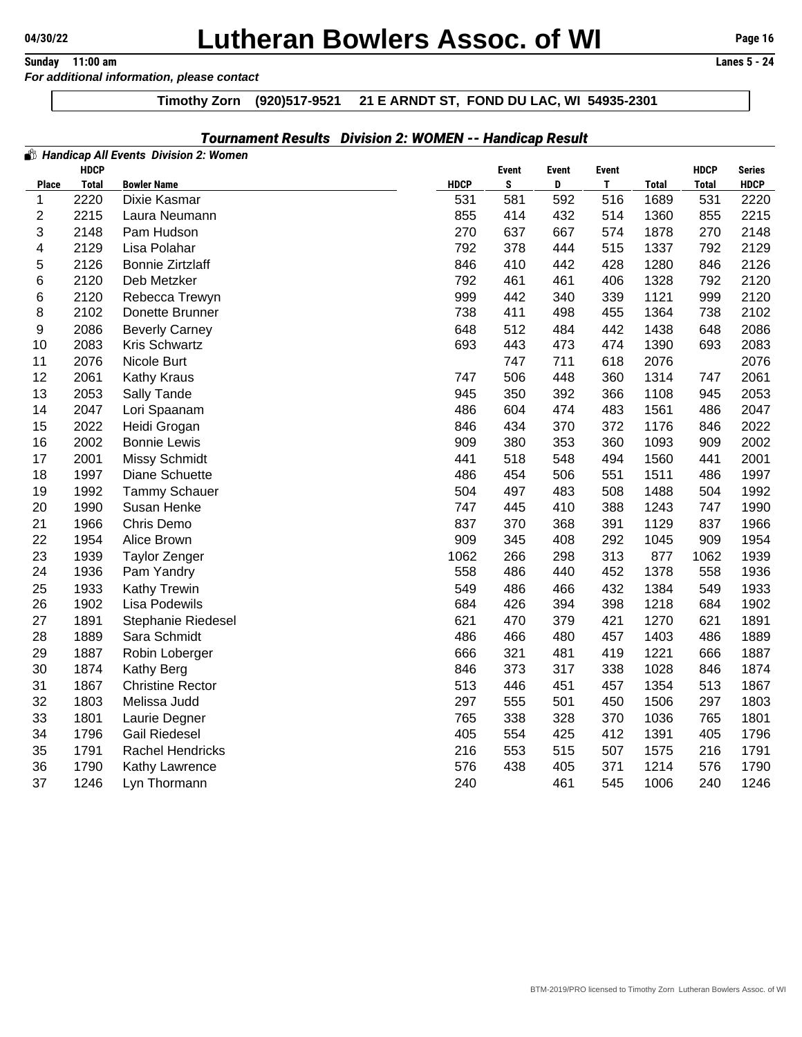# Lutheran Bowlers Assoc. of WI

04/30/22

**Sunday 11:00 am** **Lanes 5 - 24**

*For additional information, please contact*

**Timothy Zorn (920)517-9521 21 E ARNDT ST, FOND DU LAC, WI 54935-2301**

## *Tournament Results Division 2: WOMEN -- Handicap Result*

***Handicap All Events Division 2: Women***

| Place | HDCP Total | Bowler Name | HDCP | Event S | Event D | Event T | Total | HDCP Total | Series HDCP |
|---|---|---|---|---|---|---|---|---|---|
| 1 | 2220 | Dixie Kasmar | 531 | 581 | 592 | 516 | 1689 | 531 | 2220 |
| 2 | 2215 | Laura Neumann | 855 | 414 | 432 | 514 | 1360 | 855 | 2215 |
| 3 | 2148 | Pam Hudson | 270 | 637 | 667 | 574 | 1878 | 270 | 2148 |
| 4 | 2129 | Lisa Polahar | 792 | 378 | 444 | 515 | 1337 | 792 | 2129 |
| 5 | 2126 | Bonnie Zirtzlaff | 846 | 410 | 442 | 428 | 1280 | 846 | 2126 |
| 6 | 2120 | Deb Metzker | 792 | 461 | 461 | 406 | 1328 | 792 | 2120 |
| 6 | 2120 | Rebecca Trewyn | 999 | 442 | 340 | 339 | 1121 | 999 | 2120 |
| 8 | 2102 | Donette Brunner | 738 | 411 | 498 | 455 | 1364 | 738 | 2102 |
| 9 | 2086 | Beverly Carney | 648 | 512 | 484 | 442 | 1438 | 648 | 2086 |
| 10 | 2083 | Kris Schwartz | 693 | 443 | 473 | 474 | 1390 | 693 | 2083 |
| 11 | 2076 | Nicole Burt | | 747 | 711 | 618 | 2076 | | 2076 |
| 12 | 2061 | Kathy Kraus | 747 | 506 | 448 | 360 | 1314 | 747 | 2061 |
| 13 | 2053 | Sally Tande | 945 | 350 | 392 | 366 | 1108 | 945 | 2053 |
| 14 | 2047 | Lori Spaanam | 486 | 604 | 474 | 483 | 1561 | 486 | 2047 |
| 15 | 2022 | Heidi Grogan | 846 | 434 | 370 | 372 | 1176 | 846 | 2022 |
| 16 | 2002 | Bonnie Lewis | 909 | 380 | 353 | 360 | 1093 | 909 | 2002 |
| 17 | 2001 | Missy Schmidt | 441 | 518 | 548 | 494 | 1560 | 441 | 2001 |
| 18 | 1997 | Diane Schuette | 486 | 454 | 506 | 551 | 1511 | 486 | 1997 |
| 19 | 1992 | Tammy Schauer | 504 | 497 | 483 | 508 | 1488 | 504 | 1992 |
| 20 | 1990 | Susan Henke | 747 | 445 | 410 | 388 | 1243 | 747 | 1990 |
| 21 | 1966 | Chris Demo | 837 | 370 | 368 | 391 | 1129 | 837 | 1966 |
| 22 | 1954 | Alice Brown | 909 | 345 | 408 | 292 | 1045 | 909 | 1954 |
| 23 | 1939 | Taylor Zenger | 1062 | 266 | 298 | 313 | 877 | 1062 | 1939 |
| 24 | 1936 | Pam Yandry | 558 | 486 | 440 | 452 | 1378 | 558 | 1936 |
| 25 | 1933 | Kathy Trewin | 549 | 486 | 466 | 432 | 1384 | 549 | 1933 |
| 26 | 1902 | Lisa Podewils | 684 | 426 | 394 | 398 | 1218 | 684 | 1902 |
| 27 | 1891 | Stephanie Riedesel | 621 | 470 | 379 | 421 | 1270 | 621 | 1891 |
| 28 | 1889 | Sara Schmidt | 486 | 466 | 480 | 457 | 1403 | 486 | 1889 |
| 29 | 1887 | Robin Loberger | 666 | 321 | 481 | 419 | 1221 | 666 | 1887 |
| 30 | 1874 | Kathy Berg | 846 | 373 | 317 | 338 | 1028 | 846 | 1874 |
| 31 | 1867 | Christine Rector | 513 | 446 | 451 | 457 | 1354 | 513 | 1867 |
| 32 | 1803 | Melissa Judd | 297 | 555 | 501 | 450 | 1506 | 297 | 1803 |
| 33 | 1801 | Laurie Degner | 765 | 338 | 328 | 370 | 1036 | 765 | 1801 |
| 34 | 1796 | Gail Riedesel | 405 | 554 | 425 | 412 | 1391 | 405 | 1796 |
| 35 | 1791 | Rachel Hendricks | 216 | 553 | 515 | 507 | 1575 | 216 | 1791 |
| 36 | 1790 | Kathy Lawrence | 576 | 438 | 405 | 371 | 1214 | 576 | 1790 |
| 37 | 1246 | Lyn Thormann | 240 | | 461 | 545 | 1006 | 240 | 1246 |

BTM-2019/PRO licensed to Timothy Zorn Lutheran Bowlers Assoc. of WI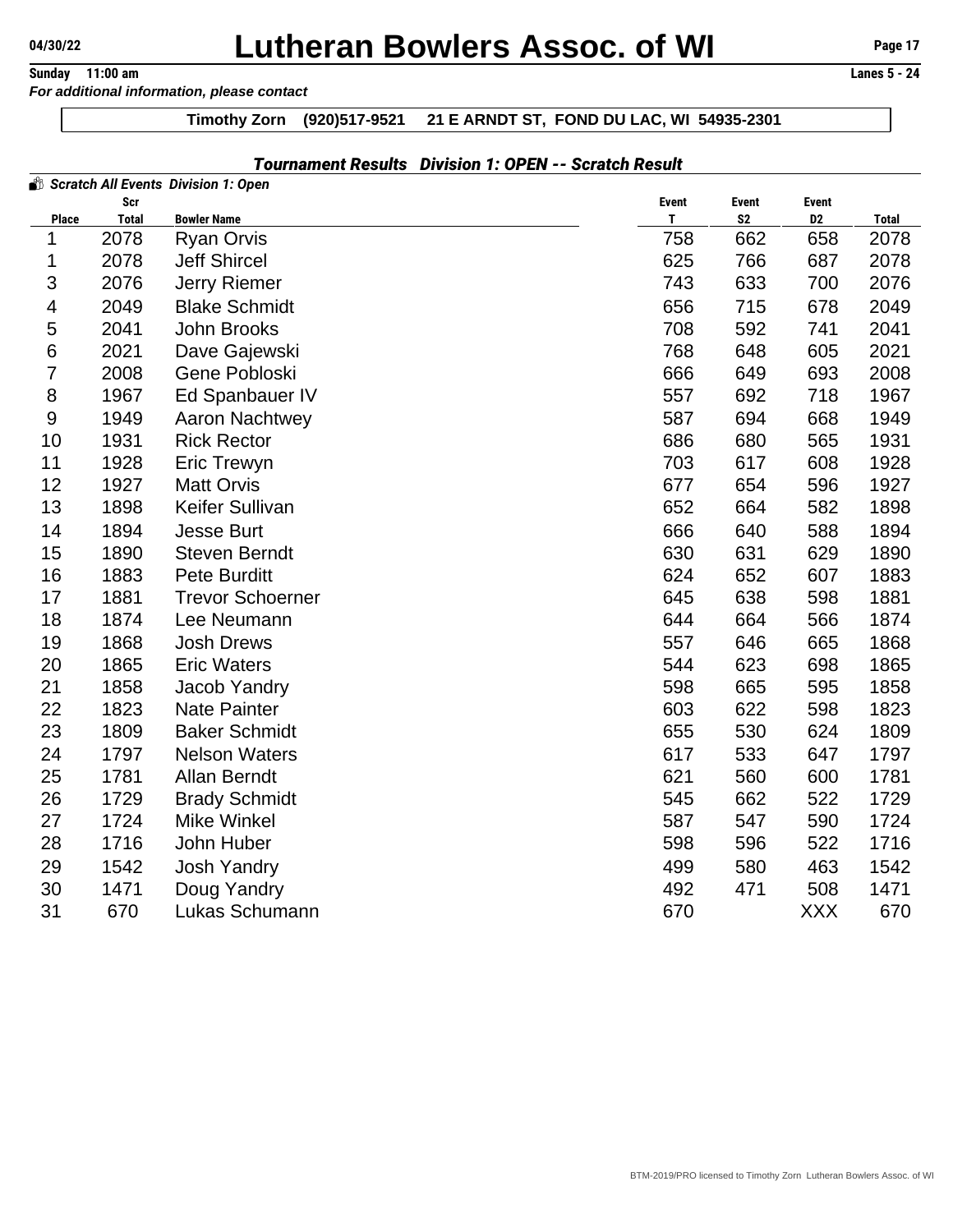# Lutheran Bowlers Assoc. of WI

**Sunday 11:00 am** **Lanes 5 - 24**

*For additional information, please contact*

**Timothy Zorn (920)517-9521 21 E ARNDT ST, FOND DU LAC, WI 54935-2301**

## *Tournament Results Division 1: OPEN -- Scratch Result*

### *Scratch All Events Division 1: Open*

| Place | Scr Total | Bowler Name | Event T | Event S2 | Event D2 | Total |
|---|---|---|---|---|---|---|
| 1 | 2078 | Ryan Orvis | 758 | 662 | 658 | 2078 |
| 1 | 2078 | Jeff Shircel | 625 | 766 | 687 | 2078 |
| 3 | 2076 | Jerry Riemer | 743 | 633 | 700 | 2076 |
| 4 | 2049 | Blake Schmidt | 656 | 715 | 678 | 2049 |
| 5 | 2041 | John Brooks | 708 | 592 | 741 | 2041 |
| 6 | 2021 | Dave Gajewski | 768 | 648 | 605 | 2021 |
| 7 | 2008 | Gene Pobloski | 666 | 649 | 693 | 2008 |
| 8 | 1967 | Ed Spanbauer IV | 557 | 692 | 718 | 1967 |
| 9 | 1949 | Aaron Nachtwey | 587 | 694 | 668 | 1949 |
| 10 | 1931 | Rick Rector | 686 | 680 | 565 | 1931 |
| 11 | 1928 | Eric Trewyn | 703 | 617 | 608 | 1928 |
| 12 | 1927 | Matt Orvis | 677 | 654 | 596 | 1927 |
| 13 | 1898 | Keifer Sullivan | 652 | 664 | 582 | 1898 |
| 14 | 1894 | Jesse Burt | 666 | 640 | 588 | 1894 |
| 15 | 1890 | Steven Berndt | 630 | 631 | 629 | 1890 |
| 16 | 1883 | Pete Burditt | 624 | 652 | 607 | 1883 |
| 17 | 1881 | Trevor Schoerner | 645 | 638 | 598 | 1881 |
| 18 | 1874 | Lee Neumann | 644 | 664 | 566 | 1874 |
| 19 | 1868 | Josh Drews | 557 | 646 | 665 | 1868 |
| 20 | 1865 | Eric Waters | 544 | 623 | 698 | 1865 |
| 21 | 1858 | Jacob Yandry | 598 | 665 | 595 | 1858 |
| 22 | 1823 | Nate Painter | 603 | 622 | 598 | 1823 |
| 23 | 1809 | Baker Schmidt | 655 | 530 | 624 | 1809 |
| 24 | 1797 | Nelson Waters | 617 | 533 | 647 | 1797 |
| 25 | 1781 | Allan Berndt | 621 | 560 | 600 | 1781 |
| 26 | 1729 | Brady Schmidt | 545 | 662 | 522 | 1729 |
| 27 | 1724 | Mike Winkel | 587 | 547 | 590 | 1724 |
| 28 | 1716 | John Huber | 598 | 596 | 522 | 1716 |
| 29 | 1542 | Josh Yandry | 499 | 580 | 463 | 1542 |
| 30 | 1471 | Doug Yandry | 492 | 471 | 508 | 1471 |
| 31 | 670 | Lukas Schumann | 670 | | XXX | 670 |

BTM-2019/PRO licensed to Timothy Zorn Lutheran Bowlers Assoc. of WI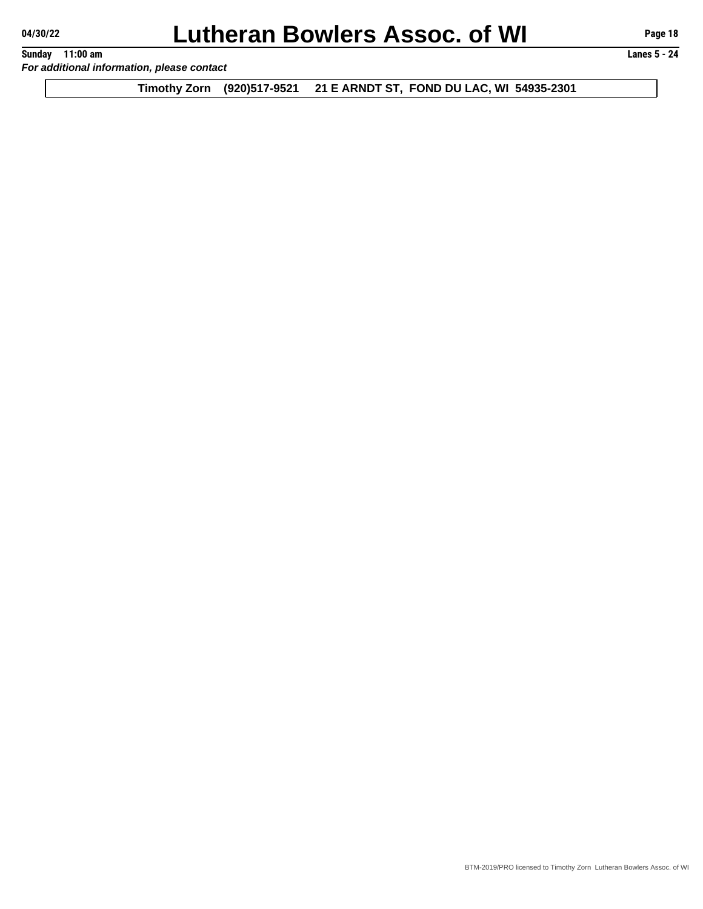***For additional information, please contact***

**Timothy Zorn (920)517-9521 21 E ARNDT ST, FOND DU LAC, WI 54935-2301**